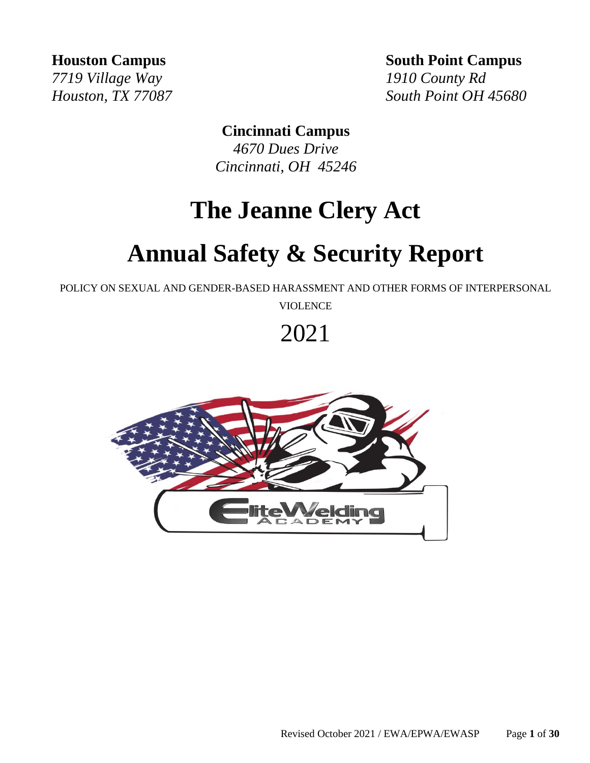**Houston Campus**
*7719 Village Way*
*Houston, TX 77087*

**South Point Campus**
*1910 County Rd*
*South Point OH 45680*

**Cincinnati Campus**
*4670 Dues Drive*
*Cincinnati, OH 45246*

# The Jeanne Clery Act

# Annual Safety & Security Report

POLICY ON SEXUAL AND GENDER-BASED HARASSMENT AND OTHER FORMS OF INTERPERSONAL VIOLENCE

2021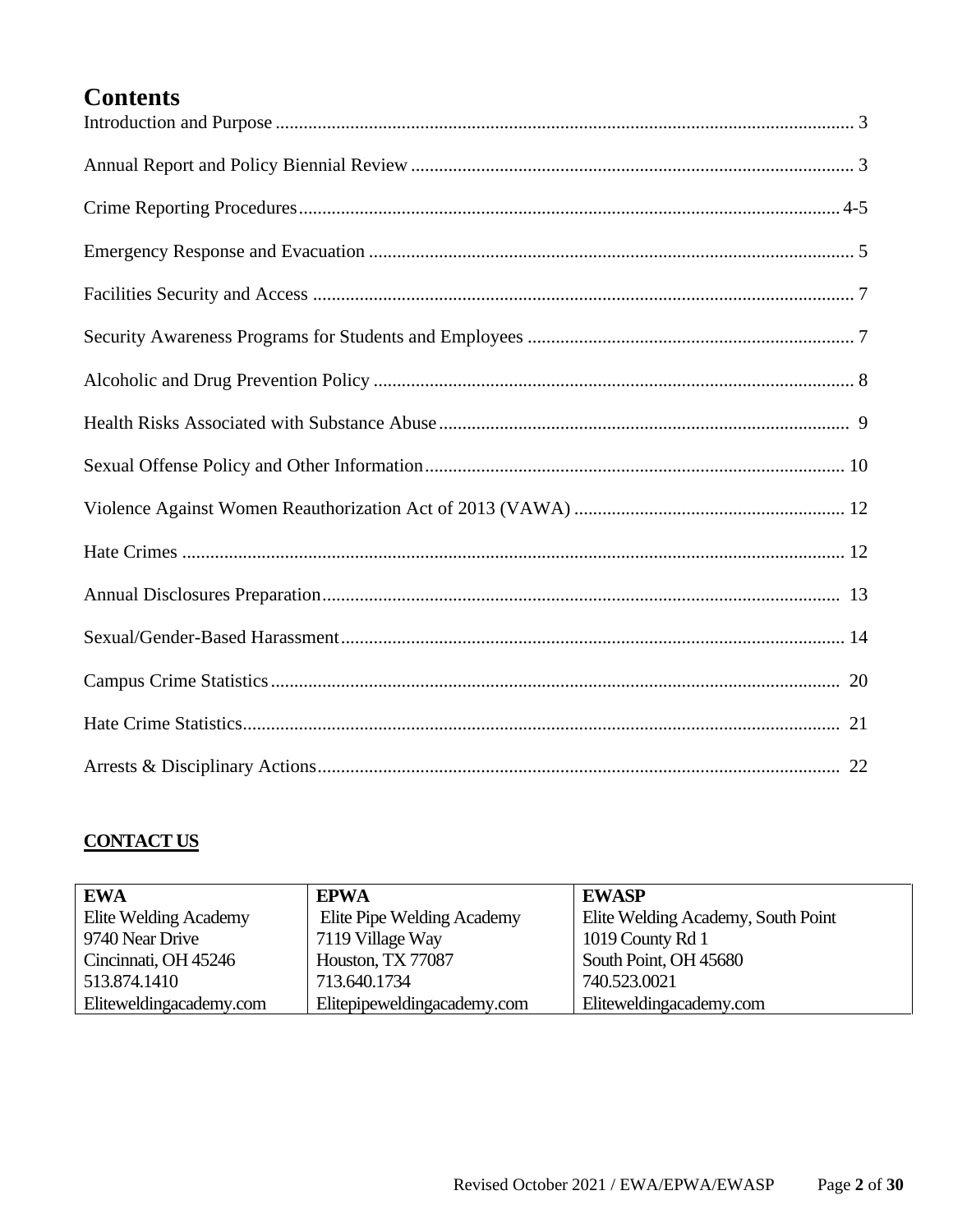# Contents

Introduction and Purpose ........................................................................................................................ 3

Annual Report and Policy Biennial Review .............................................................................................. 3

Crime Reporting Procedures ................................................................................................................. 4-5

Emergency Response and Evacuation ...................................................................................................... 5

Facilities Security and Access .................................................................................................................. 7

Security Awareness Programs for Students and Employees ...................................................................... 7

Alcoholic and Drug Prevention Policy ...................................................................................................... 8

Health Risks Associated with Substance Abuse ........................................................................................ 9

Sexual Offense Policy and Other Information ......................................................................................... 10

Violence Against Women Reauthorization Act of 2013 (VAWA) .......................................................... 12

Hate Crimes ........................................................................................................................................... 12

Annual Disclosures Preparation .............................................................................................................. 13

Sexual/Gender-Based Harassment ........................................................................................................... 14

Campus Crime Statistics ......................................................................................................................... 20

Hate Crime Statistics ............................................................................................................................... 21

Arrests & Disciplinary Actions ................................................................................................................ 22

**CONTACT US**

| **EWA** | **EPWA** | **EWASP** |
|---|---|---|
| Elite Welding Academy | Elite Pipe Welding Academy | Elite Welding Academy, South Point |
| 9740 Near Drive | 7119 Village Way | 1019 County Rd 1 |
| Cincinnati, OH 45246 | Houston, TX 77087 | South Point, OH 45680 |
| 513.874.1410 | 713.640.1734 | 740.523.0021 |
| Eliteweldingacademy.com | Elitepipeweldingacademy.com | Eliteweldingacademy.com |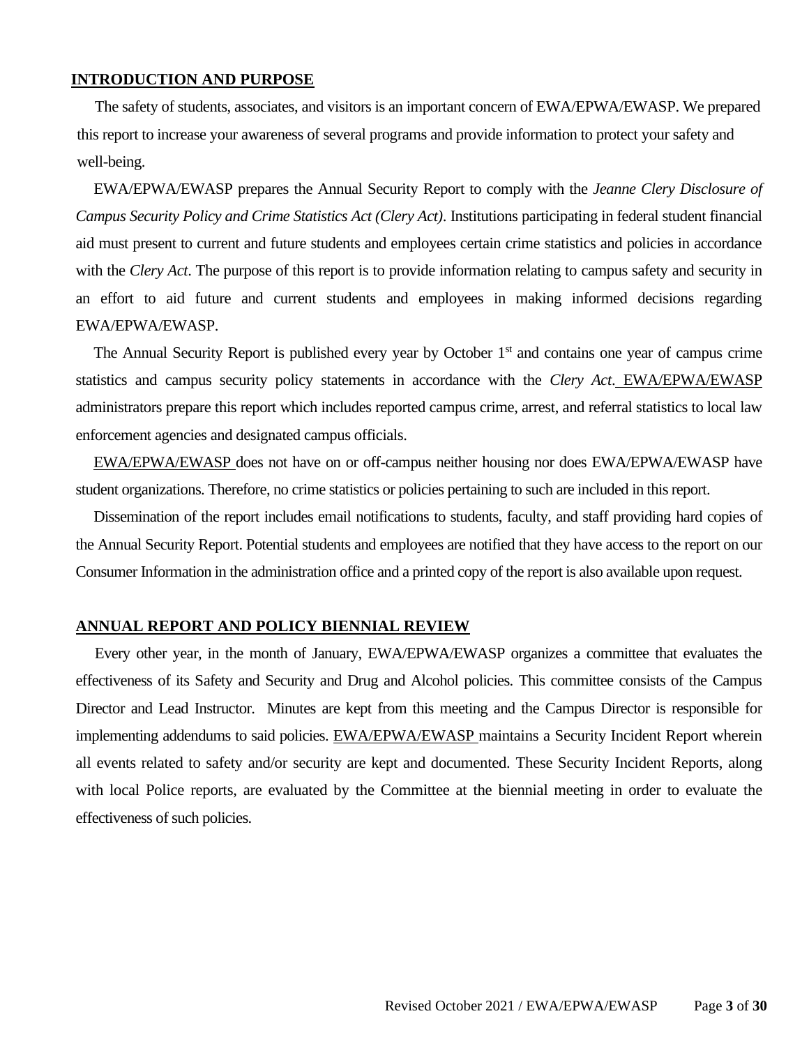## INTRODUCTION AND PURPOSE

The safety of students, associates, and visitors is an important concern of EWA/EPWA/EWASP. We prepared this report to increase your awareness of several programs and provide information to protect your safety and well-being.

EWA/EPWA/EWASP prepares the Annual Security Report to comply with the *Jeanne Clery Disclosure of Campus Security Policy and Crime Statistics Act (Clery Act)*. Institutions participating in federal student financial aid must present to current and future students and employees certain crime statistics and policies in accordance with the *Clery Act*. The purpose of this report is to provide information relating to campus safety and security in an effort to aid future and current students and employees in making informed decisions regarding EWA/EPWA/EWASP.

The Annual Security Report is published every year by October 1st and contains one year of campus crime statistics and campus security policy statements in accordance with the *Clery Act*. EWA/EPWA/EWASP administrators prepare this report which includes reported campus crime, arrest, and referral statistics to local law enforcement agencies and designated campus officials.

EWA/EPWA/EWASP does not have on or off-campus neither housing nor does EWA/EPWA/EWASP have student organizations. Therefore, no crime statistics or policies pertaining to such are included in this report.

Dissemination of the report includes email notifications to students, faculty, and staff providing hard copies of the Annual Security Report. Potential students and employees are notified that they have access to the report on our Consumer Information in the administration office and a printed copy of the report is also available upon request.

## ANNUAL REPORT AND POLICY BIENNIAL REVIEW

Every other year, in the month of January, EWA/EPWA/EWASP organizes a committee that evaluates the effectiveness of its Safety and Security and Drug and Alcohol policies. This committee consists of the Campus Director and Lead Instructor. Minutes are kept from this meeting and the Campus Director is responsible for implementing addendums to said policies. EWA/EPWA/EWASP maintains a Security Incident Report wherein all events related to safety and/or security are kept and documented. These Security Incident Reports, along with local Police reports, are evaluated by the Committee at the biennial meeting in order to evaluate the effectiveness of such policies.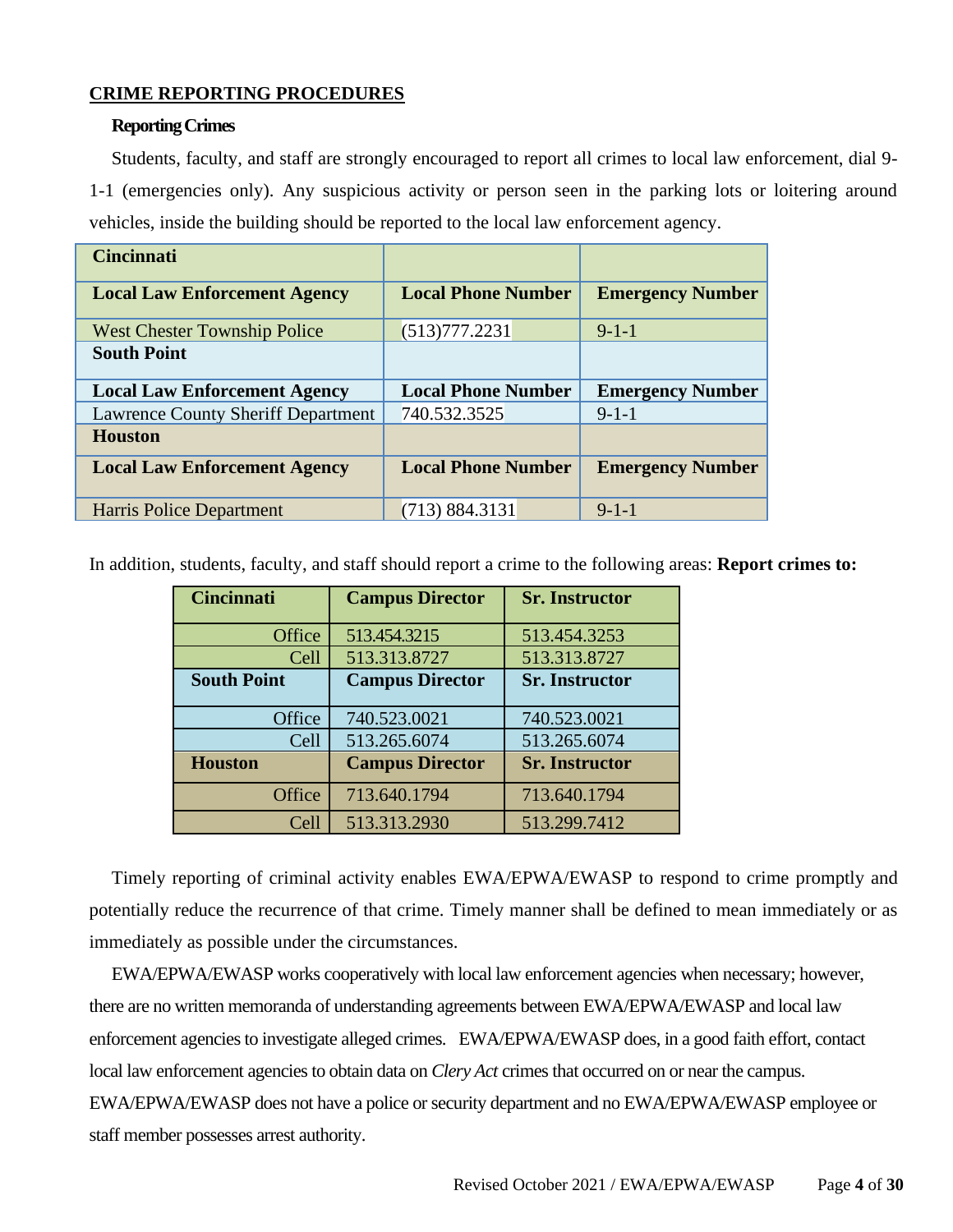## CRIME REPORTING PROCEDURES

### Reporting Crimes

Students, faculty, and staff are strongly encouraged to report all crimes to local law enforcement, dial 9-1-1 (emergencies only). Any suspicious activity or person seen in the parking lots or loitering around vehicles, inside the building should be reported to the local law enforcement agency.

| **Cincinnati** | | |
|---|---|---|
| **Local Law Enforcement Agency** | **Local Phone Number** | **Emergency Number** |
| West Chester Township Police | (513)777.2231 | 9-1-1 |
| **South Point** | | |
| **Local Law Enforcement Agency** | **Local Phone Number** | **Emergency Number** |
| Lawrence County Sheriff Department | 740.532.3525 | 9-1-1 |
| **Houston** | | |
| **Local Law Enforcement Agency** | **Local Phone Number** | **Emergency Number** |
| Harris Police Department | (713) 884.3131 | 9-1-1 |

In addition, students, faculty, and staff should report a crime to the following areas: **Report crimes to:**

| **Cincinnati** | **Campus Director** | **Sr. Instructor** |
|---|---|---|
| Office | 513.454.3215 | 513.454.3253 |
| Cell | 513.313.8727 | 513.313.8727 |
| **South Point** | **Campus Director** | **Sr. Instructor** |
| Office | 740.523.0021 | 740.523.0021 |
| Cell | 513.265.6074 | 513.265.6074 |
| **Houston** | **Campus Director** | **Sr. Instructor** |
| Office | 713.640.1794 | 713.640.1794 |
| Cell | 513.313.2930 | 513.299.7412 |

Timely reporting of criminal activity enables EWA/EPWA/EWASP to respond to crime promptly and potentially reduce the recurrence of that crime. Timely manner shall be defined to mean immediately or as immediately as possible under the circumstances.

EWA/EPWA/EWASP works cooperatively with local law enforcement agencies when necessary; however, there are no written memoranda of understanding agreements between EWA/EPWA/EWASP and local law enforcement agencies to investigate alleged crimes. EWA/EPWA/EWASP does, in a good faith effort, contact local law enforcement agencies to obtain data on *Clery Act* crimes that occurred on or near the campus. EWA/EPWA/EWASP does not have a police or security department and no EWA/EPWA/EWASP employee or staff member possesses arrest authority.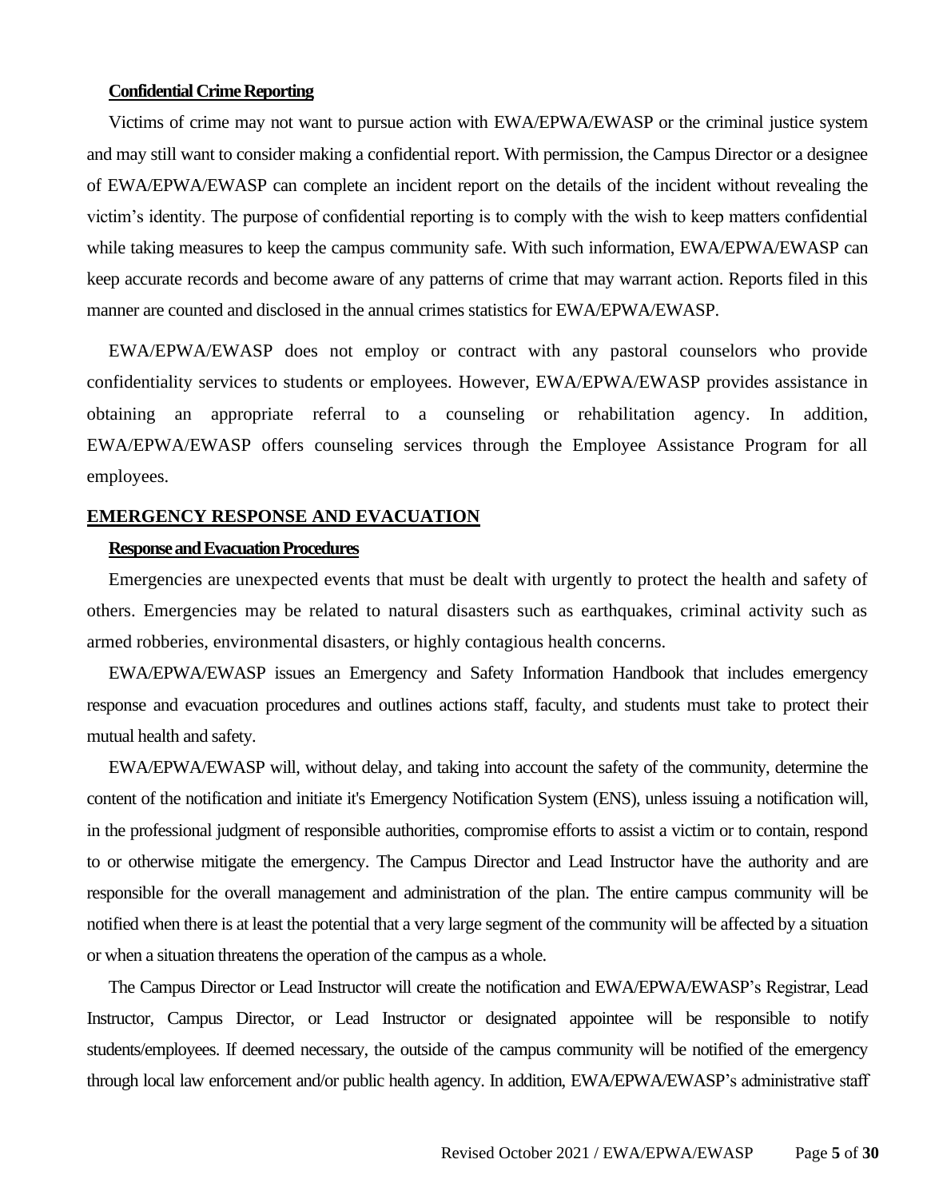### Confidential Crime Reporting

Victims of crime may not want to pursue action with EWA/EPWA/EWASP or the criminal justice system and may still want to consider making a confidential report. With permission, the Campus Director or a designee of EWA/EPWA/EWASP can complete an incident report on the details of the incident without revealing the victim's identity. The purpose of confidential reporting is to comply with the wish to keep matters confidential while taking measures to keep the campus community safe. With such information, EWA/EPWA/EWASP can keep accurate records and become aware of any patterns of crime that may warrant action. Reports filed in this manner are counted and disclosed in the annual crimes statistics for EWA/EPWA/EWASP.

EWA/EPWA/EWASP does not employ or contract with any pastoral counselors who provide confidentiality services to students or employees. However, EWA/EPWA/EWASP provides assistance in obtaining an appropriate referral to a counseling or rehabilitation agency. In addition, EWA/EPWA/EWASP offers counseling services through the Employee Assistance Program for all employees.

## EMERGENCY RESPONSE AND EVACUATION

### Response and Evacuation Procedures

Emergencies are unexpected events that must be dealt with urgently to protect the health and safety of others. Emergencies may be related to natural disasters such as earthquakes, criminal activity such as armed robberies, environmental disasters, or highly contagious health concerns.

EWA/EPWA/EWASP issues an Emergency and Safety Information Handbook that includes emergency response and evacuation procedures and outlines actions staff, faculty, and students must take to protect their mutual health and safety.

EWA/EPWA/EWASP will, without delay, and taking into account the safety of the community, determine the content of the notification and initiate it's Emergency Notification System (ENS), unless issuing a notification will, in the professional judgment of responsible authorities, compromise efforts to assist a victim or to contain, respond to or otherwise mitigate the emergency. The Campus Director and Lead Instructor have the authority and are responsible for the overall management and administration of the plan. The entire campus community will be notified when there is at least the potential that a very large segment of the community will be affected by a situation or when a situation threatens the operation of the campus as a whole.

The Campus Director or Lead Instructor will create the notification and EWA/EPWA/EWASP's Registrar, Lead Instructor, Campus Director, or Lead Instructor or designated appointee will be responsible to notify students/employees. If deemed necessary, the outside of the campus community will be notified of the emergency through local law enforcement and/or public health agency. In addition, EWA/EPWA/EWASP's administrative staff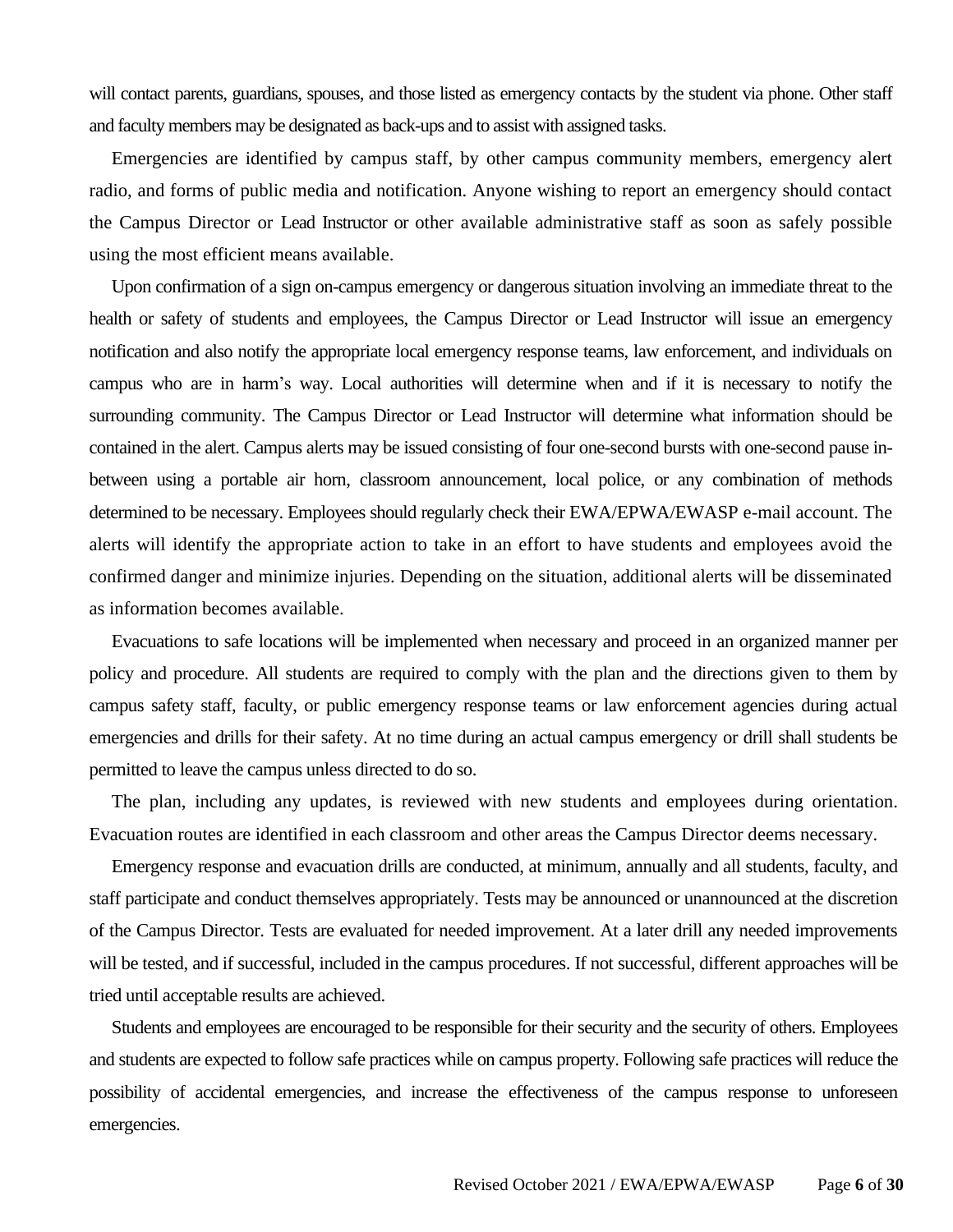will contact parents, guardians, spouses, and those listed as emergency contacts by the student via phone. Other staff and faculty members may be designated as back-ups and to assist with assigned tasks.

Emergencies are identified by campus staff, by other campus community members, emergency alert radio, and forms of public media and notification. Anyone wishing to report an emergency should contact the Campus Director or Lead Instructor or other available administrative staff as soon as safely possible using the most efficient means available.

Upon confirmation of a sign on-campus emergency or dangerous situation involving an immediate threat to the health or safety of students and employees, the Campus Director or Lead Instructor will issue an emergency notification and also notify the appropriate local emergency response teams, law enforcement, and individuals on campus who are in harm's way. Local authorities will determine when and if it is necessary to notify the surrounding community. The Campus Director or Lead Instructor will determine what information should be contained in the alert. Campus alerts may be issued consisting of four one-second bursts with one-second pause in-between using a portable air horn, classroom announcement, local police, or any combination of methods determined to be necessary. Employees should regularly check their EWA/EPWA/EWASP e-mail account. The alerts will identify the appropriate action to take in an effort to have students and employees avoid the confirmed danger and minimize injuries. Depending on the situation, additional alerts will be disseminated as information becomes available.

Evacuations to safe locations will be implemented when necessary and proceed in an organized manner per policy and procedure. All students are required to comply with the plan and the directions given to them by campus safety staff, faculty, or public emergency response teams or law enforcement agencies during actual emergencies and drills for their safety. At no time during an actual campus emergency or drill shall students be permitted to leave the campus unless directed to do so.

The plan, including any updates, is reviewed with new students and employees during orientation. Evacuation routes are identified in each classroom and other areas the Campus Director deems necessary.

Emergency response and evacuation drills are conducted, at minimum, annually and all students, faculty, and staff participate and conduct themselves appropriately. Tests may be announced or unannounced at the discretion of the Campus Director. Tests are evaluated for needed improvement. At a later drill any needed improvements will be tested, and if successful, included in the campus procedures. If not successful, different approaches will be tried until acceptable results are achieved.

Students and employees are encouraged to be responsible for their security and the security of others. Employees and students are expected to follow safe practices while on campus property. Following safe practices will reduce the possibility of accidental emergencies, and increase the effectiveness of the campus response to unforeseen emergencies.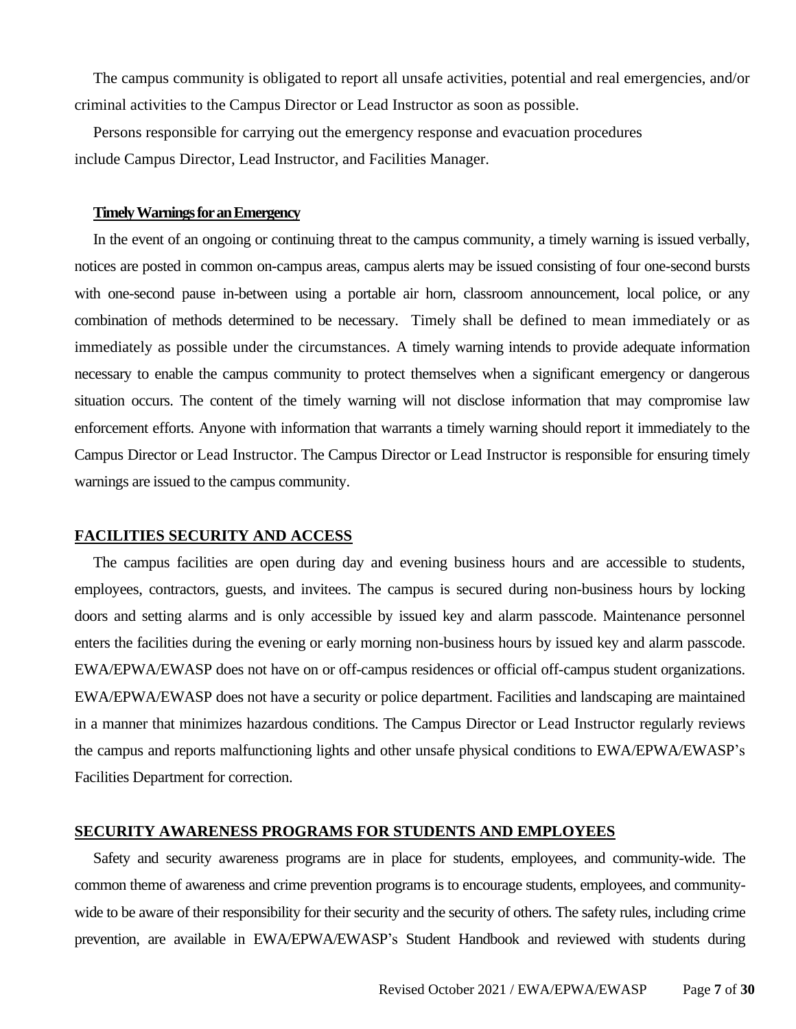The campus community is obligated to report all unsafe activities, potential and real emergencies, and/or criminal activities to the Campus Director or Lead Instructor as soon as possible.

Persons responsible for carrying out the emergency response and evacuation procedures include Campus Director, Lead Instructor, and Facilities Manager.

**Timely Warnings for an Emergency**

In the event of an ongoing or continuing threat to the campus community, a timely warning is issued verbally, notices are posted in common on-campus areas, campus alerts may be issued consisting of four one-second bursts with one-second pause in-between using a portable air horn, classroom announcement, local police, or any combination of methods determined to be necessary. Timely shall be defined to mean immediately or as immediately as possible under the circumstances. A timely warning intends to provide adequate information necessary to enable the campus community to protect themselves when a significant emergency or dangerous situation occurs. The content of the timely warning will not disclose information that may compromise law enforcement efforts. Anyone with information that warrants a timely warning should report it immediately to the Campus Director or Lead Instructor. The Campus Director or Lead Instructor is responsible for ensuring timely warnings are issued to the campus community.

## FACILITIES SECURITY AND ACCESS

The campus facilities are open during day and evening business hours and are accessible to students, employees, contractors, guests, and invitees. The campus is secured during non-business hours by locking doors and setting alarms and is only accessible by issued key and alarm passcode. Maintenance personnel enters the facilities during the evening or early morning non-business hours by issued key and alarm passcode. EWA/EPWA/EWASP does not have on or off-campus residences or official off-campus student organizations. EWA/EPWA/EWASP does not have a security or police department. Facilities and landscaping are maintained in a manner that minimizes hazardous conditions. The Campus Director or Lead Instructor regularly reviews the campus and reports malfunctioning lights and other unsafe physical conditions to EWA/EPWA/EWASP's Facilities Department for correction.

## SECURITY AWARENESS PROGRAMS FOR STUDENTS AND EMPLOYEES

Safety and security awareness programs are in place for students, employees, and community-wide. The common theme of awareness and crime prevention programs is to encourage students, employees, and community-wide to be aware of their responsibility for their security and the security of others. The safety rules, including crime prevention, are available in EWA/EPWA/EWASP's Student Handbook and reviewed with students during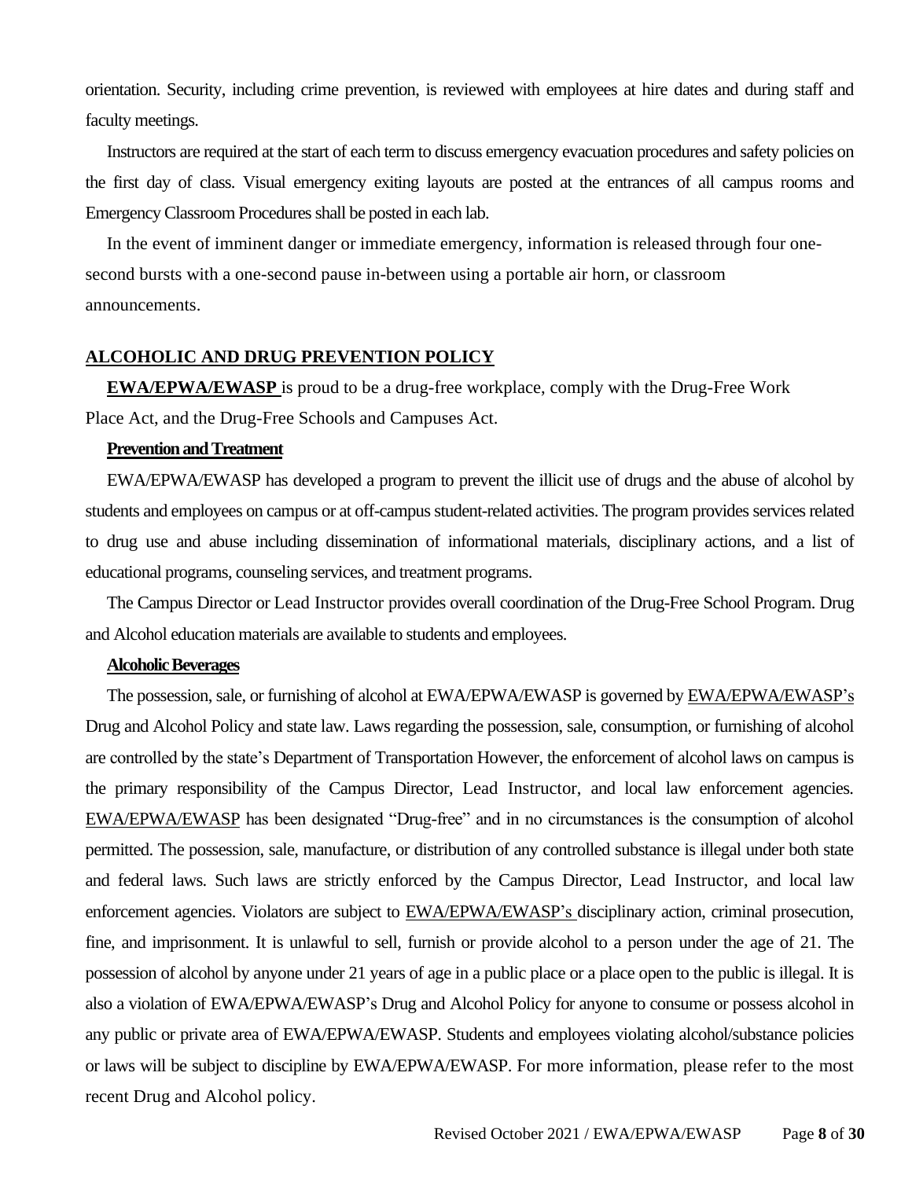orientation. Security, including crime prevention, is reviewed with employees at hire dates and during staff and faculty meetings.

Instructors are required at the start of each term to discuss emergency evacuation procedures and safety policies on the first day of class. Visual emergency exiting layouts are posted at the entrances of all campus rooms and Emergency Classroom Procedures shall be posted in each lab.

In the event of imminent danger or immediate emergency, information is released through four one-second bursts with a one-second pause in-between using a portable air horn, or classroom announcements.

## ALCOHOLIC AND DRUG PREVENTION POLICY

**EWA/EPWA/EWASP** is proud to be a drug-free workplace, comply with the Drug-Free Work Place Act, and the Drug-Free Schools and Campuses Act.

### Prevention and Treatment

EWA/EPWA/EWASP has developed a program to prevent the illicit use of drugs and the abuse of alcohol by students and employees on campus or at off-campus student-related activities. The program provides services related to drug use and abuse including dissemination of informational materials, disciplinary actions, and a list of educational programs, counseling services, and treatment programs.

The Campus Director or Lead Instructor provides overall coordination of the Drug-Free School Program. Drug and Alcohol education materials are available to students and employees.

### Alcoholic Beverages

The possession, sale, or furnishing of alcohol at EWA/EPWA/EWASP is governed by EWA/EPWA/EWASP's Drug and Alcohol Policy and state law. Laws regarding the possession, sale, consumption, or furnishing of alcohol are controlled by the state's Department of Transportation However, the enforcement of alcohol laws on campus is the primary responsibility of the Campus Director, Lead Instructor, and local law enforcement agencies. EWA/EPWA/EWASP has been designated "Drug-free" and in no circumstances is the consumption of alcohol permitted. The possession, sale, manufacture, or distribution of any controlled substance is illegal under both state and federal laws. Such laws are strictly enforced by the Campus Director, Lead Instructor, and local law enforcement agencies. Violators are subject to EWA/EPWA/EWASP's disciplinary action, criminal prosecution, fine, and imprisonment. It is unlawful to sell, furnish or provide alcohol to a person under the age of 21. The possession of alcohol by anyone under 21 years of age in a public place or a place open to the public is illegal. It is also a violation of EWA/EPWA/EWASP's Drug and Alcohol Policy for anyone to consume or possess alcohol in any public or private area of EWA/EPWA/EWASP. Students and employees violating alcohol/substance policies or laws will be subject to discipline by EWA/EPWA/EWASP. For more information, please refer to the most recent Drug and Alcohol policy.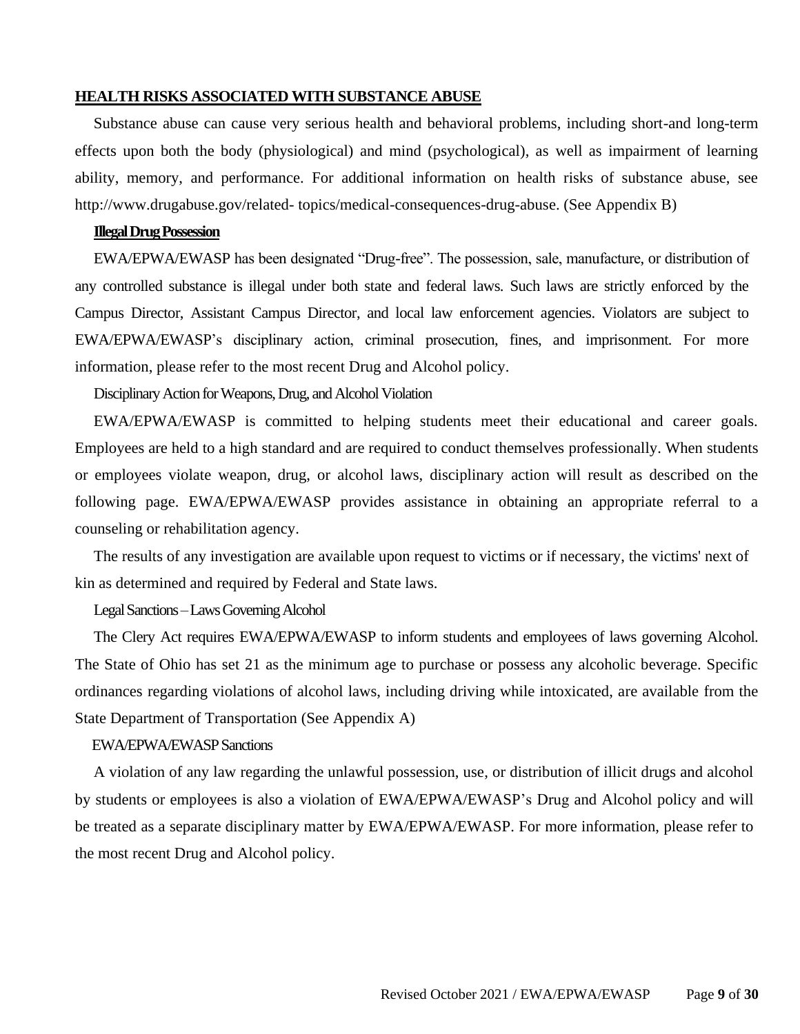## HEALTH RISKS ASSOCIATED WITH SUBSTANCE ABUSE

Substance abuse can cause very serious health and behavioral problems, including short-and long-term effects upon both the body (physiological) and mind (psychological), as well as impairment of learning ability, memory, and performance. For additional information on health risks of substance abuse, see http://www.drugabuse.gov/related- topics/medical-consequences-drug-abuse. (See Appendix B)

### Illegal Drug Possession

EWA/EPWA/EWASP has been designated "Drug-free". The possession, sale, manufacture, or distribution of any controlled substance is illegal under both state and federal laws. Such laws are strictly enforced by the Campus Director, Assistant Campus Director, and local law enforcement agencies. Violators are subject to EWA/EPWA/EWASP's disciplinary action, criminal prosecution, fines, and imprisonment. For more information, please refer to the most recent Drug and Alcohol policy.

### Disciplinary Action for Weapons, Drug, and Alcohol Violation

EWA/EPWA/EWASP is committed to helping students meet their educational and career goals. Employees are held to a high standard and are required to conduct themselves professionally. When students or employees violate weapon, drug, or alcohol laws, disciplinary action will result as described on the following page. EWA/EPWA/EWASP provides assistance in obtaining an appropriate referral to a counseling or rehabilitation agency.

The results of any investigation are available upon request to victims or if necessary, the victims' next of kin as determined and required by Federal and State laws.

### Legal Sanctions – Laws Governing Alcohol

The Clery Act requires EWA/EPWA/EWASP to inform students and employees of laws governing Alcohol. The State of Ohio has set 21 as the minimum age to purchase or possess any alcoholic beverage. Specific ordinances regarding violations of alcohol laws, including driving while intoxicated, are available from the State Department of Transportation (See Appendix A)

### EWA/EPWA/EWASP Sanctions

A violation of any law regarding the unlawful possession, use, or distribution of illicit drugs and alcohol by students or employees is also a violation of EWA/EPWA/EWASP's Drug and Alcohol policy and will be treated as a separate disciplinary matter by EWA/EPWA/EWASP. For more information, please refer to the most recent Drug and Alcohol policy.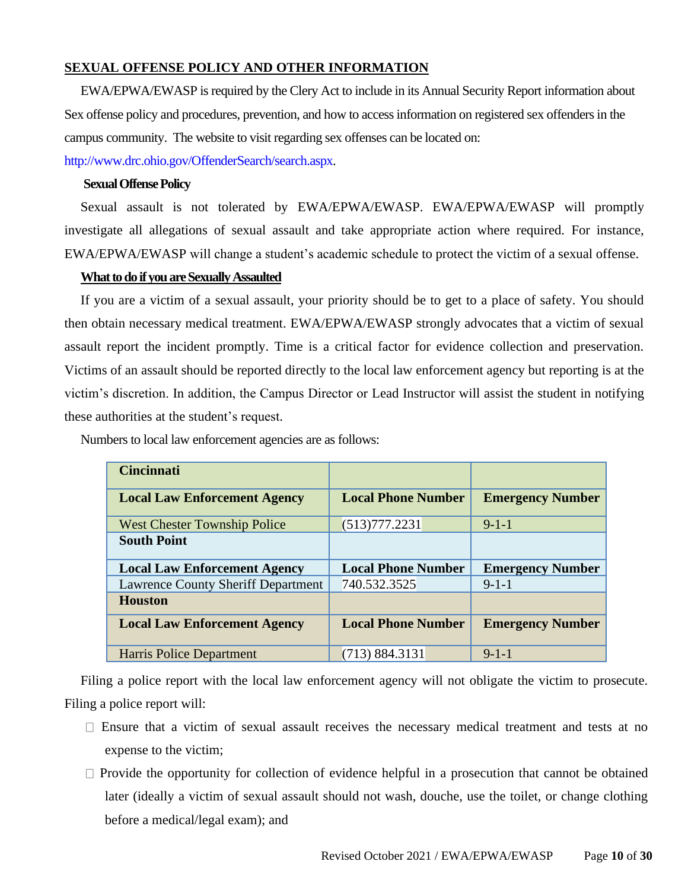## SEXUAL OFFENSE POLICY AND OTHER INFORMATION

EWA/EPWA/EWASP is required by the Clery Act to include in its Annual Security Report information about Sex offense policy and procedures, prevention, and how to access information on registered sex offenders in the campus community. The website to visit regarding sex offenses can be located on: http://www.drc.ohio.gov/OffenderSearch/search.aspx.

### Sexual Offense Policy

Sexual assault is not tolerated by EWA/EPWA/EWASP. EWA/EPWA/EWASP will promptly investigate all allegations of sexual assault and take appropriate action where required. For instance, EWA/EPWA/EWASP will change a student's academic schedule to protect the victim of a sexual offense.

### What to do if you are Sexually Assaulted

If you are a victim of a sexual assault, your priority should be to get to a place of safety. You should then obtain necessary medical treatment. EWA/EPWA/EWASP strongly advocates that a victim of sexual assault report the incident promptly. Time is a critical factor for evidence collection and preservation. Victims of an assault should be reported directly to the local law enforcement agency but reporting is at the victim's discretion. In addition, the Campus Director or Lead Instructor will assist the student in notifying these authorities at the student's request.

Numbers to local law enforcement agencies are as follows:

| **Cincinnati** | | |
|---|---|---|
| **Local Law Enforcement Agency** | **Local Phone Number** | **Emergency Number** |
| West Chester Township Police | (513)777.2231 | 9-1-1 |
| **South Point** | | |
| **Local Law Enforcement Agency** | **Local Phone Number** | **Emergency Number** |
| Lawrence County Sheriff Department | 740.532.3525 | 9-1-1 |
| **Houston** | | |
| **Local Law Enforcement Agency** | **Local Phone Number** | **Emergency Number** |
| Harris Police Department | (713) 884.3131 | 9-1-1 |

Filing a police report with the local law enforcement agency will not obligate the victim to prosecute. Filing a police report will:

- Ensure that a victim of sexual assault receives the necessary medical treatment and tests at no expense to the victim;
- Provide the opportunity for collection of evidence helpful in a prosecution that cannot be obtained later (ideally a victim of sexual assault should not wash, douche, use the toilet, or change clothing before a medical/legal exam); and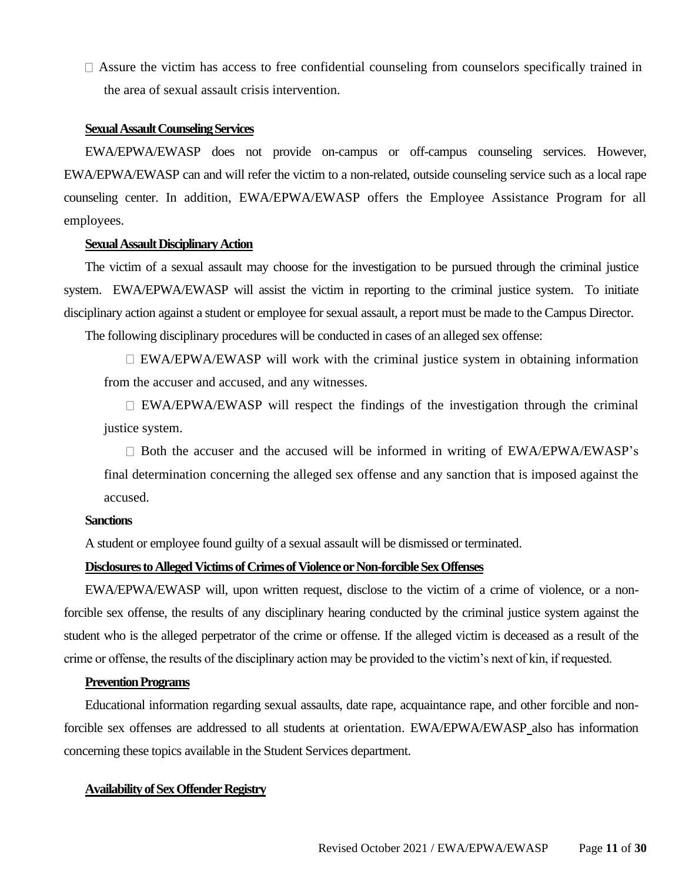- Assure the victim has access to free confidential counseling from counselors specifically trained in the area of sexual assault crisis intervention.

**Sexual Assault Counseling Services**

EWA/EPWA/EWASP does not provide on-campus or off-campus counseling services. However, EWA/EPWA/EWASP can and will refer the victim to a non-related, outside counseling service such as a local rape counseling center. In addition, EWA/EPWA/EWASP offers the Employee Assistance Program for all employees.

**Sexual Assault Disciplinary Action**

The victim of a sexual assault may choose for the investigation to be pursued through the criminal justice system. EWA/EPWA/EWASP will assist the victim in reporting to the criminal justice system. To initiate disciplinary action against a student or employee for sexual assault, a report must be made to the Campus Director.

The following disciplinary procedures will be conducted in cases of an alleged sex offense:

- EWA/EPWA/EWASP will work with the criminal justice system in obtaining information from the accuser and accused, and any witnesses.
- EWA/EPWA/EWASP will respect the findings of the investigation through the criminal justice system.
- Both the accuser and the accused will be informed in writing of EWA/EPWA/EWASP's final determination concerning the alleged sex offense and any sanction that is imposed against the accused.

**Sanctions**

A student or employee found guilty of a sexual assault will be dismissed or terminated.

**Disclosures to Alleged Victims of Crimes of Violence or Non-forcible Sex Offenses**

EWA/EPWA/EWASP will, upon written request, disclose to the victim of a crime of violence, or a non-forcible sex offense, the results of any disciplinary hearing conducted by the criminal justice system against the student who is the alleged perpetrator of the crime or offense. If the alleged victim is deceased as a result of the crime or offense, the results of the disciplinary action may be provided to the victim's next of kin, if requested.

**Prevention Programs**

Educational information regarding sexual assaults, date rape, acquaintance rape, and other forcible and non-forcible sex offenses are addressed to all students at orientation. EWA/EPWA/EWASP also has information concerning these topics available in the Student Services department.

**Availability of Sex Offender Registry**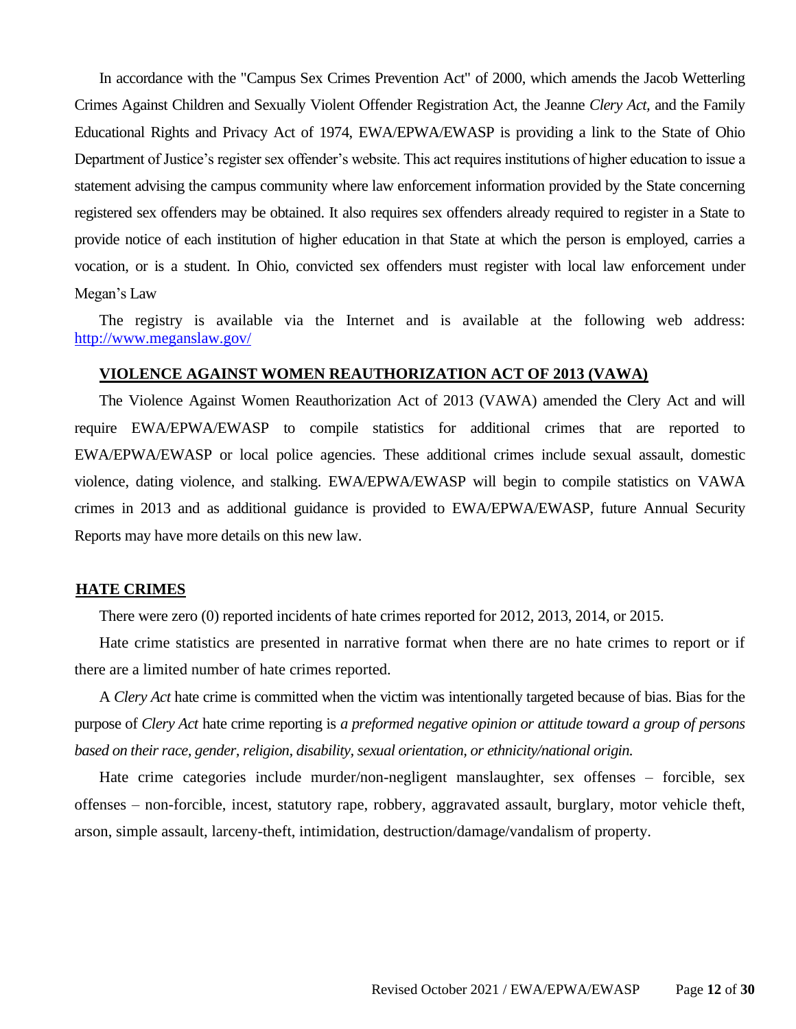In accordance with the "Campus Sex Crimes Prevention Act" of 2000, which amends the Jacob Wetterling Crimes Against Children and Sexually Violent Offender Registration Act, the Jeanne *Clery Act,* and the Family Educational Rights and Privacy Act of 1974, EWA/EPWA/EWASP is providing a link to the State of Ohio Department of Justice's register sex offender's website. This act requires institutions of higher education to issue a statement advising the campus community where law enforcement information provided by the State concerning registered sex offenders may be obtained. It also requires sex offenders already required to register in a State to provide notice of each institution of higher education in that State at which the person is employed, carries a vocation, or is a student. In Ohio, convicted sex offenders must register with local law enforcement under Megan's Law

The registry is available via the Internet and is available at the following web address: http://www.meganslaw.gov/

## VIOLENCE AGAINST WOMEN REAUTHORIZATION ACT OF 2013 (VAWA)

The Violence Against Women Reauthorization Act of 2013 (VAWA) amended the Clery Act and will require EWA/EPWA/EWASP to compile statistics for additional crimes that are reported to EWA/EPWA/EWASP or local police agencies. These additional crimes include sexual assault, domestic violence, dating violence, and stalking. EWA/EPWA/EWASP will begin to compile statistics on VAWA crimes in 2013 and as additional guidance is provided to EWA/EPWA/EWASP, future Annual Security Reports may have more details on this new law.

## HATE CRIMES

There were zero (0) reported incidents of hate crimes reported for 2012, 2013, 2014, or 2015.

Hate crime statistics are presented in narrative format when there are no hate crimes to report or if there are a limited number of hate crimes reported.

A *Clery Act* hate crime is committed when the victim was intentionally targeted because of bias. Bias for the purpose of *Clery Act* hate crime reporting is *a preformed negative opinion or attitude toward a group of persons based on their race, gender, religion, disability, sexual orientation, or ethnicity/national origin.*

Hate crime categories include murder/non-negligent manslaughter, sex offenses – forcible, sex offenses – non-forcible, incest, statutory rape, robbery, aggravated assault, burglary, motor vehicle theft, arson, simple assault, larceny-theft, intimidation, destruction/damage/vandalism of property.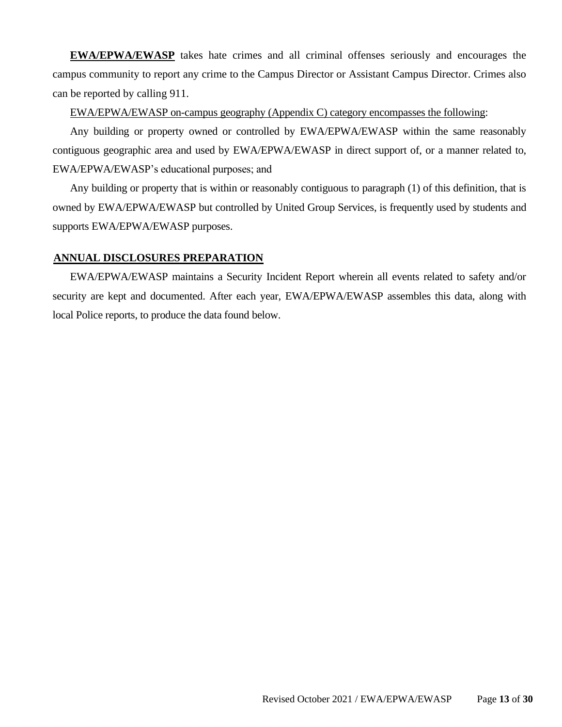**EWA/EPWA/EWASP** takes hate crimes and all criminal offenses seriously and encourages the campus community to report any crime to the Campus Director or Assistant Campus Director. Crimes also can be reported by calling 911.

EWA/EPWA/EWASP on-campus geography (Appendix C) category encompasses the following:

Any building or property owned or controlled by EWA/EPWA/EWASP within the same reasonably contiguous geographic area and used by EWA/EPWA/EWASP in direct support of, or a manner related to, EWA/EPWA/EWASP's educational purposes; and

Any building or property that is within or reasonably contiguous to paragraph (1) of this definition, that is owned by EWA/EPWA/EWASP but controlled by United Group Services, is frequently used by students and supports EWA/EPWA/EWASP purposes.

## ANNUAL DISCLOSURES PREPARATION

EWA/EPWA/EWASP maintains a Security Incident Report wherein all events related to safety and/or security are kept and documented. After each year, EWA/EPWA/EWASP assembles this data, along with local Police reports, to produce the data found below.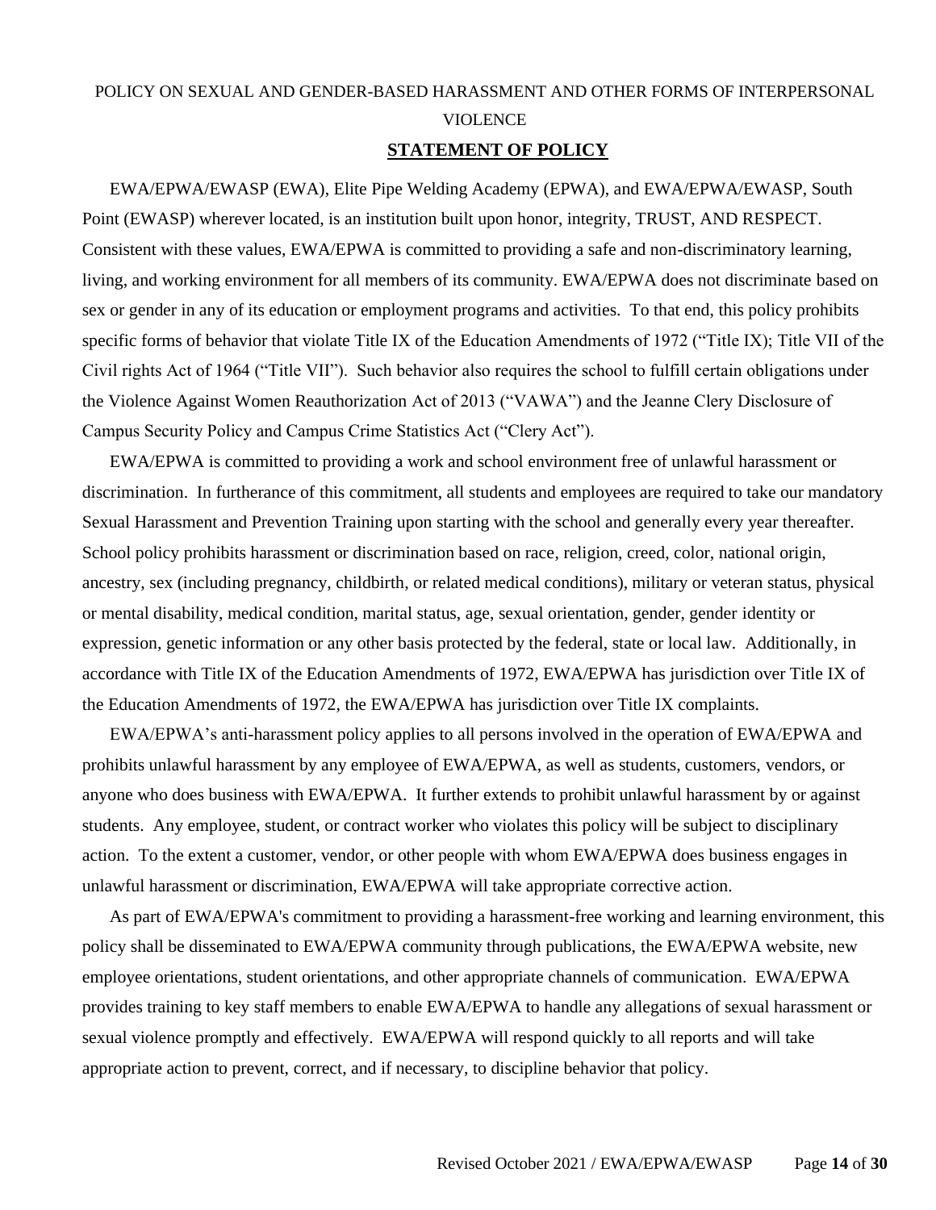# POLICY ON SEXUAL AND GENDER-BASED HARASSMENT AND OTHER FORMS OF INTERPERSONAL VIOLENCE

## STATEMENT OF POLICY

EWA/EPWA/EWASP (EWA), Elite Pipe Welding Academy (EPWA), and EWA/EPWA/EWASP, South Point (EWASP) wherever located, is an institution built upon honor, integrity, TRUST, AND RESPECT. Consistent with these values, EWA/EPWA is committed to providing a safe and non-discriminatory learning, living, and working environment for all members of its community. EWA/EPWA does not discriminate based on sex or gender in any of its education or employment programs and activities. To that end, this policy prohibits specific forms of behavior that violate Title IX of the Education Amendments of 1972 ("Title IX); Title VII of the Civil rights Act of 1964 ("Title VII"). Such behavior also requires the school to fulfill certain obligations under the Violence Against Women Reauthorization Act of 2013 ("VAWA") and the Jeanne Clery Disclosure of Campus Security Policy and Campus Crime Statistics Act ("Clery Act").

EWA/EPWA is committed to providing a work and school environment free of unlawful harassment or discrimination. In furtherance of this commitment, all students and employees are required to take our mandatory Sexual Harassment and Prevention Training upon starting with the school and generally every year thereafter. School policy prohibits harassment or discrimination based on race, religion, creed, color, national origin, ancestry, sex (including pregnancy, childbirth, or related medical conditions), military or veteran status, physical or mental disability, medical condition, marital status, age, sexual orientation, gender, gender identity or expression, genetic information or any other basis protected by the federal, state or local law. Additionally, in accordance with Title IX of the Education Amendments of 1972, EWA/EPWA has jurisdiction over Title IX of the Education Amendments of 1972, the EWA/EPWA has jurisdiction over Title IX complaints.

EWA/EPWA's anti-harassment policy applies to all persons involved in the operation of EWA/EPWA and prohibits unlawful harassment by any employee of EWA/EPWA, as well as students, customers, vendors, or anyone who does business with EWA/EPWA. It further extends to prohibit unlawful harassment by or against students. Any employee, student, or contract worker who violates this policy will be subject to disciplinary action. To the extent a customer, vendor, or other people with whom EWA/EPWA does business engages in unlawful harassment or discrimination, EWA/EPWA will take appropriate corrective action.

As part of EWA/EPWA's commitment to providing a harassment-free working and learning environment, this policy shall be disseminated to EWA/EPWA community through publications, the EWA/EPWA website, new employee orientations, student orientations, and other appropriate channels of communication. EWA/EPWA provides training to key staff members to enable EWA/EPWA to handle any allegations of sexual harassment or sexual violence promptly and effectively. EWA/EPWA will respond quickly to all reports and will take appropriate action to prevent, correct, and if necessary, to discipline behavior that policy.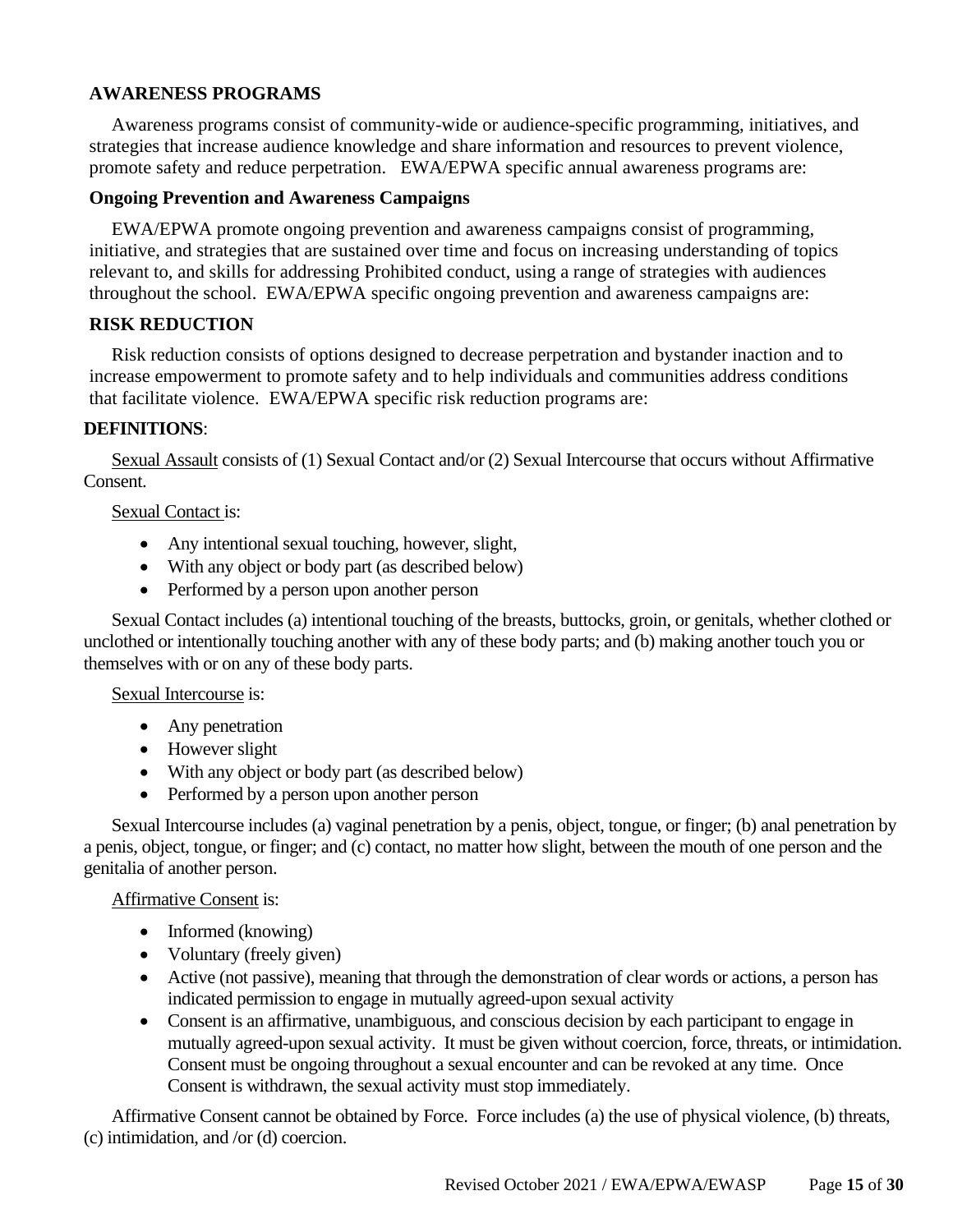## AWARENESS PROGRAMS

Awareness programs consist of community-wide or audience-specific programming, initiatives, and strategies that increase audience knowledge and share information and resources to prevent violence, promote safety and reduce perpetration. EWA/EPWA specific annual awareness programs are:

### Ongoing Prevention and Awareness Campaigns

EWA/EPWA promote ongoing prevention and awareness campaigns consist of programming, initiative, and strategies that are sustained over time and focus on increasing understanding of topics relevant to, and skills for addressing Prohibited conduct, using a range of strategies with audiences throughout the school. EWA/EPWA specific ongoing prevention and awareness campaigns are:

## RISK REDUCTION

Risk reduction consists of options designed to decrease perpetration and bystander inaction and to increase empowerment to promote safety and to help individuals and communities address conditions that facilitate violence. EWA/EPWA specific risk reduction programs are:

**DEFINITIONS**:

Sexual Assault consists of (1) Sexual Contact and/or (2) Sexual Intercourse that occurs without Affirmative Consent.

Sexual Contact is:

- Any intentional sexual touching, however, slight,
- With any object or body part (as described below)
- Performed by a person upon another person

Sexual Contact includes (a) intentional touching of the breasts, buttocks, groin, or genitals, whether clothed or unclothed or intentionally touching another with any of these body parts; and (b) making another touch you or themselves with or on any of these body parts.

Sexual Intercourse is:

- Any penetration
- However slight
- With any object or body part (as described below)
- Performed by a person upon another person

Sexual Intercourse includes (a) vaginal penetration by a penis, object, tongue, or finger; (b) anal penetration by a penis, object, tongue, or finger; and (c) contact, no matter how slight, between the mouth of one person and the genitalia of another person.

Affirmative Consent is:

- Informed (knowing)
- Voluntary (freely given)
- Active (not passive), meaning that through the demonstration of clear words or actions, a person has indicated permission to engage in mutually agreed-upon sexual activity
- Consent is an affirmative, unambiguous, and conscious decision by each participant to engage in mutually agreed-upon sexual activity. It must be given without coercion, force, threats, or intimidation. Consent must be ongoing throughout a sexual encounter and can be revoked at any time. Once Consent is withdrawn, the sexual activity must stop immediately.

Affirmative Consent cannot be obtained by Force. Force includes (a) the use of physical violence, (b) threats, (c) intimidation, and /or (d) coercion.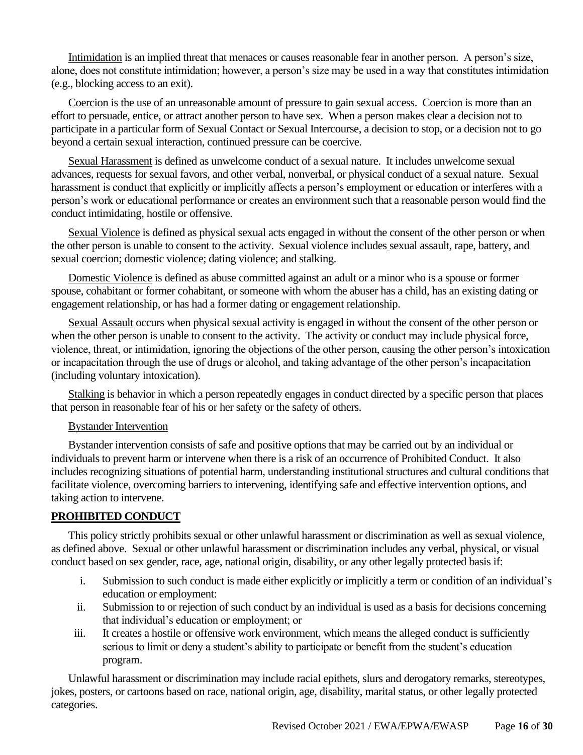Intimidation is an implied threat that menaces or causes reasonable fear in another person. A person's size, alone, does not constitute intimidation; however, a person's size may be used in a way that constitutes intimidation (e.g., blocking access to an exit).

Coercion is the use of an unreasonable amount of pressure to gain sexual access. Coercion is more than an effort to persuade, entice, or attract another person to have sex. When a person makes clear a decision not to participate in a particular form of Sexual Contact or Sexual Intercourse, a decision to stop, or a decision not to go beyond a certain sexual interaction, continued pressure can be coercive.

Sexual Harassment is defined as unwelcome conduct of a sexual nature. It includes unwelcome sexual advances, requests for sexual favors, and other verbal, nonverbal, or physical conduct of a sexual nature. Sexual harassment is conduct that explicitly or implicitly affects a person's employment or education or interferes with a person's work or educational performance or creates an environment such that a reasonable person would find the conduct intimidating, hostile or offensive.

Sexual Violence is defined as physical sexual acts engaged in without the consent of the other person or when the other person is unable to consent to the activity. Sexual violence includes sexual assault, rape, battery, and sexual coercion; domestic violence; dating violence; and stalking.

Domestic Violence is defined as abuse committed against an adult or a minor who is a spouse or former spouse, cohabitant or former cohabitant, or someone with whom the abuser has a child, has an existing dating or engagement relationship, or has had a former dating or engagement relationship.

Sexual Assault occurs when physical sexual activity is engaged in without the consent of the other person or when the other person is unable to consent to the activity. The activity or conduct may include physical force, violence, threat, or intimidation, ignoring the objections of the other person, causing the other person's intoxication or incapacitation through the use of drugs or alcohol, and taking advantage of the other person's incapacitation (including voluntary intoxication).

Stalking is behavior in which a person repeatedly engages in conduct directed by a specific person that places that person in reasonable fear of his or her safety or the safety of others.

Bystander Intervention

Bystander intervention consists of safe and positive options that may be carried out by an individual or individuals to prevent harm or intervene when there is a risk of an occurrence of Prohibited Conduct. It also includes recognizing situations of potential harm, understanding institutional structures and cultural conditions that facilitate violence, overcoming barriers to intervening, identifying safe and effective intervention options, and taking action to intervene.

## PROHIBITED CONDUCT

This policy strictly prohibits sexual or other unlawful harassment or discrimination as well as sexual violence, as defined above. Sexual or other unlawful harassment or discrimination includes any verbal, physical, or visual conduct based on sex gender, race, age, national origin, disability, or any other legally protected basis if:

i. Submission to such conduct is made either explicitly or implicitly a term or condition of an individual's education or employment:

ii. Submission to or rejection of such conduct by an individual is used as a basis for decisions concerning that individual's education or employment; or

iii. It creates a hostile or offensive work environment, which means the alleged conduct is sufficiently serious to limit or deny a student's ability to participate or benefit from the student's education program.

Unlawful harassment or discrimination may include racial epithets, slurs and derogatory remarks, stereotypes, jokes, posters, or cartoons based on race, national origin, age, disability, marital status, or other legally protected categories.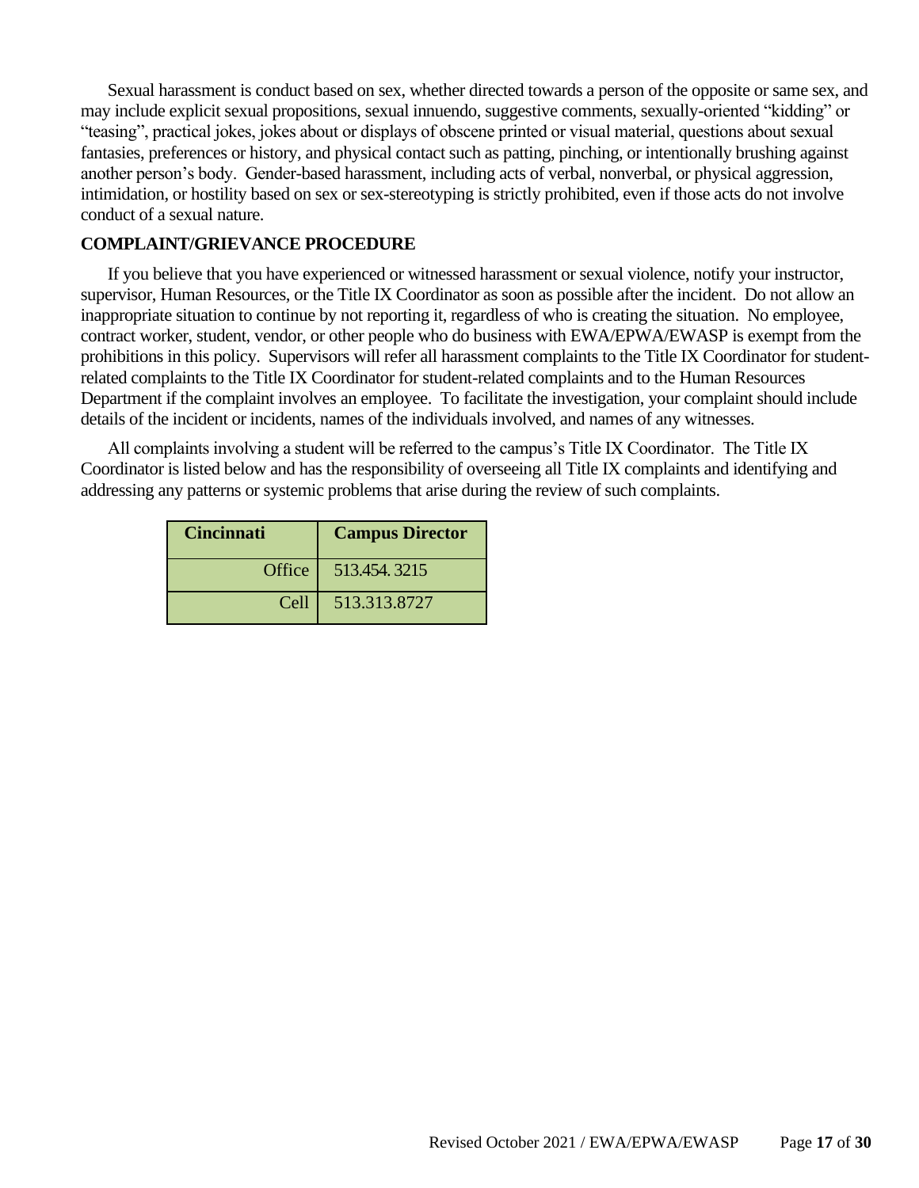Sexual harassment is conduct based on sex, whether directed towards a person of the opposite or same sex, and may include explicit sexual propositions, sexual innuendo, suggestive comments, sexually-oriented “kidding” or “teasing”, practical jokes, jokes about or displays of obscene printed or visual material, questions about sexual fantasies, preferences or history, and physical contact such as patting, pinching, or intentionally brushing against another person’s body. Gender-based harassment, including acts of verbal, nonverbal, or physical aggression, intimidation, or hostility based on sex or sex-stereotyping is strictly prohibited, even if those acts do not involve conduct of a sexual nature.

**COMPLAINT/GRIEVANCE PROCEDURE**

If you believe that you have experienced or witnessed harassment or sexual violence, notify your instructor, supervisor, Human Resources, or the Title IX Coordinator as soon as possible after the incident. Do not allow an inappropriate situation to continue by not reporting it, regardless of who is creating the situation. No employee, contract worker, student, vendor, or other people who do business with EWA/EPWA/EWASP is exempt from the prohibitions in this policy. Supervisors will refer all harassment complaints to the Title IX Coordinator for student-related complaints to the Title IX Coordinator for student-related complaints and to the Human Resources Department if the complaint involves an employee. To facilitate the investigation, your complaint should include details of the incident or incidents, names of the individuals involved, and names of any witnesses.

All complaints involving a student will be referred to the campus’s Title IX Coordinator. The Title IX Coordinator is listed below and has the responsibility of overseeing all Title IX complaints and identifying and addressing any patterns or systemic problems that arise during the review of such complaints.

| Cincinnati | Campus Director |
|---|---|
| Office | 513.454. 3215 |
| Cell | 513.313.8727 |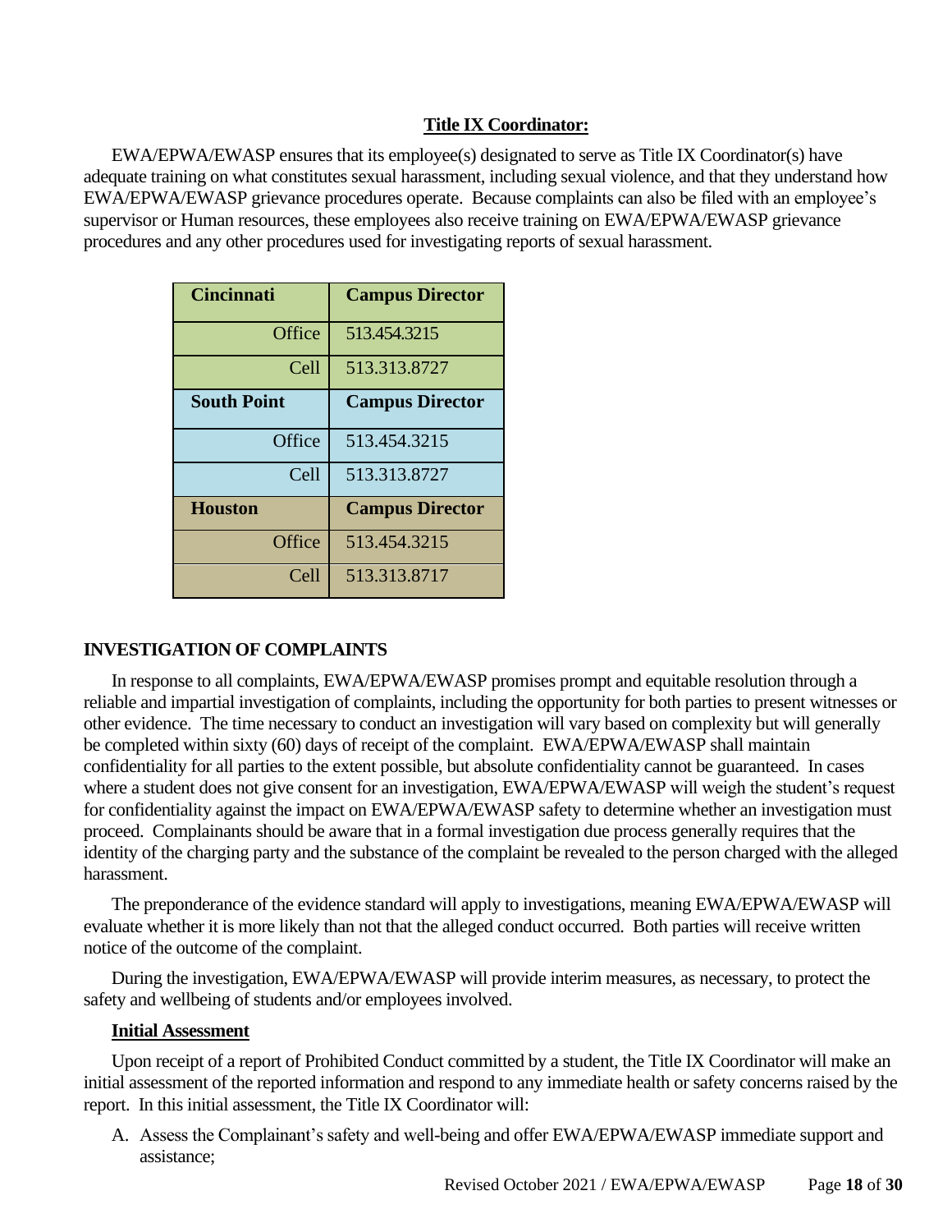## Title IX Coordinator:

EWA/EPWA/EWASP ensures that its employee(s) designated to serve as Title IX Coordinator(s) have adequate training on what constitutes sexual harassment, including sexual violence, and that they understand how EWA/EPWA/EWASP grievance procedures operate. Because complaints can also be filed with an employee's supervisor or Human resources, these employees also receive training on EWA/EPWA/EWASP grievance procedures and any other procedures used for investigating reports of sexual harassment.

| **Cincinnati** | **Campus Director** |
|---|---|
| Office | 513.454.3215 |
| Cell | 513.313.8727 |
| **South Point** | **Campus Director** |
| Office | 513.454.3215 |
| Cell | 513.313.8727 |
| **Houston** | **Campus Director** |
| Office | 513.454.3215 |
| Cell | 513.313.8717 |

## INVESTIGATION OF COMPLAINTS

In response to all complaints, EWA/EPWA/EWASP promises prompt and equitable resolution through a reliable and impartial investigation of complaints, including the opportunity for both parties to present witnesses or other evidence. The time necessary to conduct an investigation will vary based on complexity but will generally be completed within sixty (60) days of receipt of the complaint. EWA/EPWA/EWASP shall maintain confidentiality for all parties to the extent possible, but absolute confidentiality cannot be guaranteed. In cases where a student does not give consent for an investigation, EWA/EPWA/EWASP will weigh the student's request for confidentiality against the impact on EWA/EPWA/EWASP safety to determine whether an investigation must proceed. Complainants should be aware that in a formal investigation due process generally requires that the identity of the charging party and the substance of the complaint be revealed to the person charged with the alleged harassment.

The preponderance of the evidence standard will apply to investigations, meaning EWA/EPWA/EWASP will evaluate whether it is more likely than not that the alleged conduct occurred. Both parties will receive written notice of the outcome of the complaint.

During the investigation, EWA/EPWA/EWASP will provide interim measures, as necessary, to protect the safety and wellbeing of students and/or employees involved.

### Initial Assessment

Upon receipt of a report of Prohibited Conduct committed by a student, the Title IX Coordinator will make an initial assessment of the reported information and respond to any immediate health or safety concerns raised by the report. In this initial assessment, the Title IX Coordinator will:

A. Assess the Complainant's safety and well-being and offer EWA/EPWA/EWASP immediate support and assistance;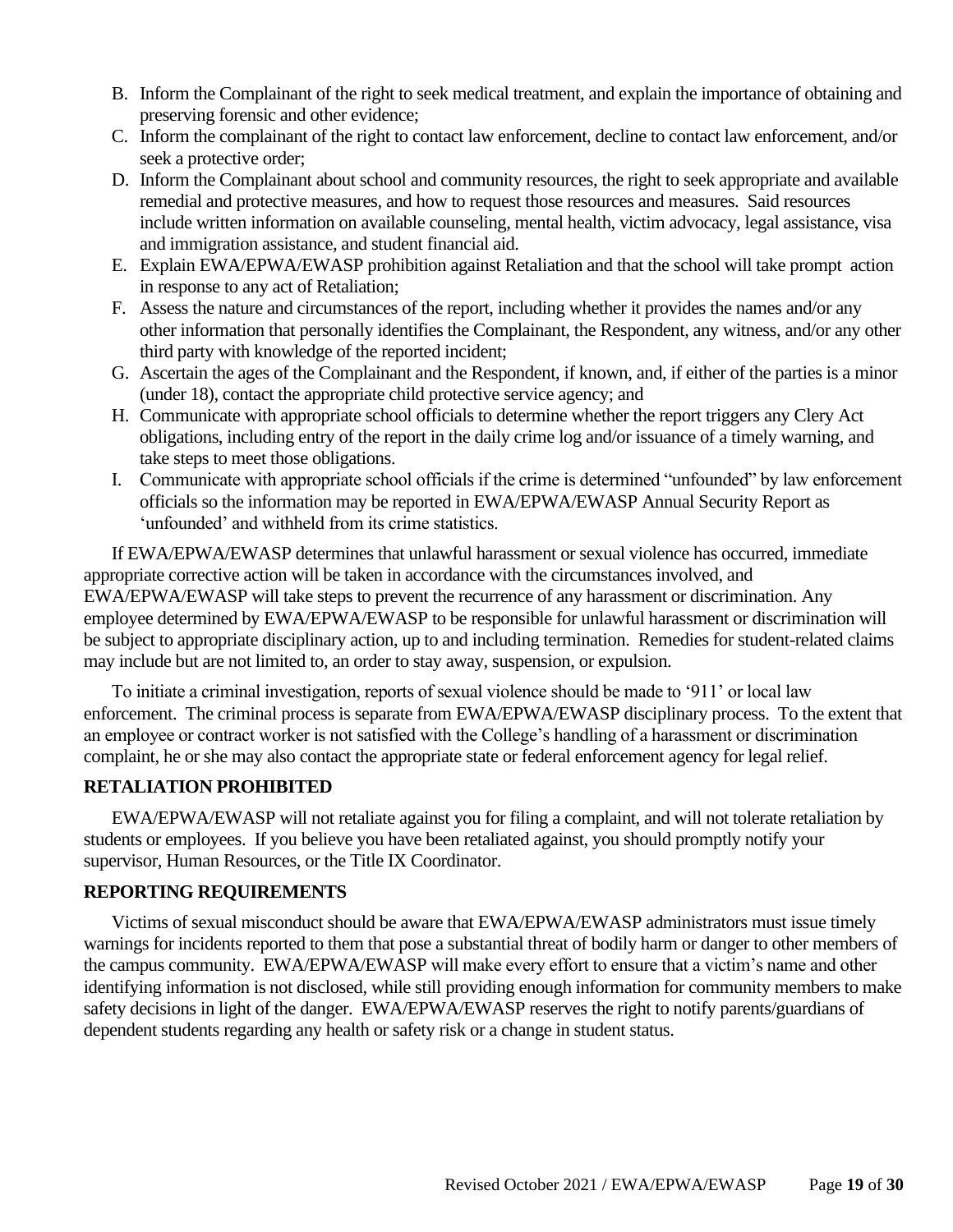B. Inform the Complainant of the right to seek medical treatment, and explain the importance of obtaining and preserving forensic and other evidence;
C. Inform the complainant of the right to contact law enforcement, decline to contact law enforcement, and/or seek a protective order;
D. Inform the Complainant about school and community resources, the right to seek appropriate and available remedial and protective measures, and how to request those resources and measures. Said resources include written information on available counseling, mental health, victim advocacy, legal assistance, visa and immigration assistance, and student financial aid.
E. Explain EWA/EPWA/EWASP prohibition against Retaliation and that the school will take prompt action in response to any act of Retaliation;
F. Assess the nature and circumstances of the report, including whether it provides the names and/or any other information that personally identifies the Complainant, the Respondent, any witness, and/or any other third party with knowledge of the reported incident;
G. Ascertain the ages of the Complainant and the Respondent, if known, and, if either of the parties is a minor (under 18), contact the appropriate child protective service agency; and
H. Communicate with appropriate school officials to determine whether the report triggers any Clery Act obligations, including entry of the report in the daily crime log and/or issuance of a timely warning, and take steps to meet those obligations.
I. Communicate with appropriate school officials if the crime is determined "unfounded" by law enforcement officials so the information may be reported in EWA/EPWA/EWASP Annual Security Report as 'unfounded' and withheld from its crime statistics.

If EWA/EPWA/EWASP determines that unlawful harassment or sexual violence has occurred, immediate appropriate corrective action will be taken in accordance with the circumstances involved, and EWA/EPWA/EWASP will take steps to prevent the recurrence of any harassment or discrimination. Any employee determined by EWA/EPWA/EWASP to be responsible for unlawful harassment or discrimination will be subject to appropriate disciplinary action, up to and including termination. Remedies for student-related claims may include but are not limited to, an order to stay away, suspension, or expulsion.

To initiate a criminal investigation, reports of sexual violence should be made to '911' or local law enforcement. The criminal process is separate from EWA/EPWA/EWASP disciplinary process. To the extent that an employee or contract worker is not satisfied with the College's handling of a harassment or discrimination complaint, he or she may also contact the appropriate state or federal enforcement agency for legal relief.

**RETALIATION PROHIBITED**

EWA/EPWA/EWASP will not retaliate against you for filing a complaint, and will not tolerate retaliation by students or employees. If you believe you have been retaliated against, you should promptly notify your supervisor, Human Resources, or the Title IX Coordinator.

**REPORTING REQUIREMENTS**

Victims of sexual misconduct should be aware that EWA/EPWA/EWASP administrators must issue timely warnings for incidents reported to them that pose a substantial threat of bodily harm or danger to other members of the campus community. EWA/EPWA/EWASP will make every effort to ensure that a victim's name and other identifying information is not disclosed, while still providing enough information for community members to make safety decisions in light of the danger. EWA/EPWA/EWASP reserves the right to notify parents/guardians of dependent students regarding any health or safety risk or a change in student status.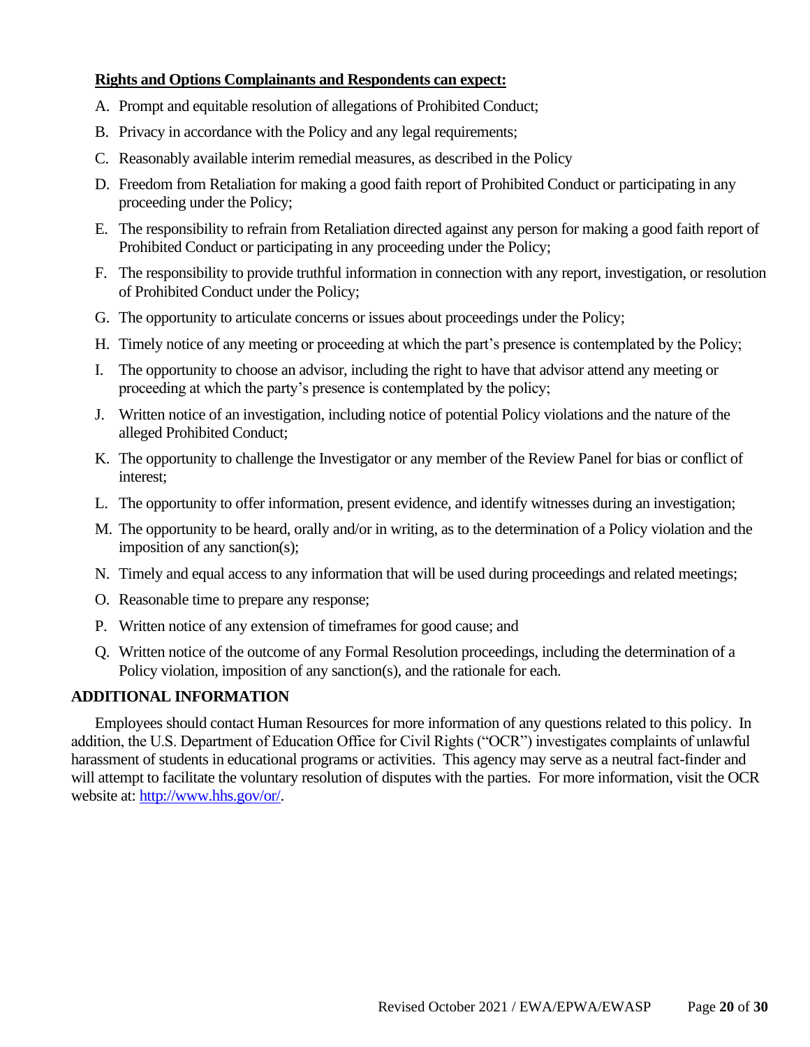**Rights and Options Complainants and Respondents can expect:**

A. Prompt and equitable resolution of allegations of Prohibited Conduct;

B. Privacy in accordance with the Policy and any legal requirements;

C. Reasonably available interim remedial measures, as described in the Policy

D. Freedom from Retaliation for making a good faith report of Prohibited Conduct or participating in any proceeding under the Policy;

E. The responsibility to refrain from Retaliation directed against any person for making a good faith report of Prohibited Conduct or participating in any proceeding under the Policy;

F. The responsibility to provide truthful information in connection with any report, investigation, or resolution of Prohibited Conduct under the Policy;

G. The opportunity to articulate concerns or issues about proceedings under the Policy;

H. Timely notice of any meeting or proceeding at which the part's presence is contemplated by the Policy;

I. The opportunity to choose an advisor, including the right to have that advisor attend any meeting or proceeding at which the party's presence is contemplated by the policy;

J. Written notice of an investigation, including notice of potential Policy violations and the nature of the alleged Prohibited Conduct;

K. The opportunity to challenge the Investigator or any member of the Review Panel for bias or conflict of interest;

L. The opportunity to offer information, present evidence, and identify witnesses during an investigation;

M. The opportunity to be heard, orally and/or in writing, as to the determination of a Policy violation and the imposition of any sanction(s);

N. Timely and equal access to any information that will be used during proceedings and related meetings;

O. Reasonable time to prepare any response;

P. Written notice of any extension of timeframes for good cause; and

Q. Written notice of the outcome of any Formal Resolution proceedings, including the determination of a Policy violation, imposition of any sanction(s), and the rationale for each.

## ADDITIONAL INFORMATION

Employees should contact Human Resources for more information of any questions related to this policy. In addition, the U.S. Department of Education Office for Civil Rights ("OCR") investigates complaints of unlawful harassment of students in educational programs or activities. This agency may serve as a neutral fact-finder and will attempt to facilitate the voluntary resolution of disputes with the parties. For more information, visit the OCR website at: http://www.hhs.gov/or/.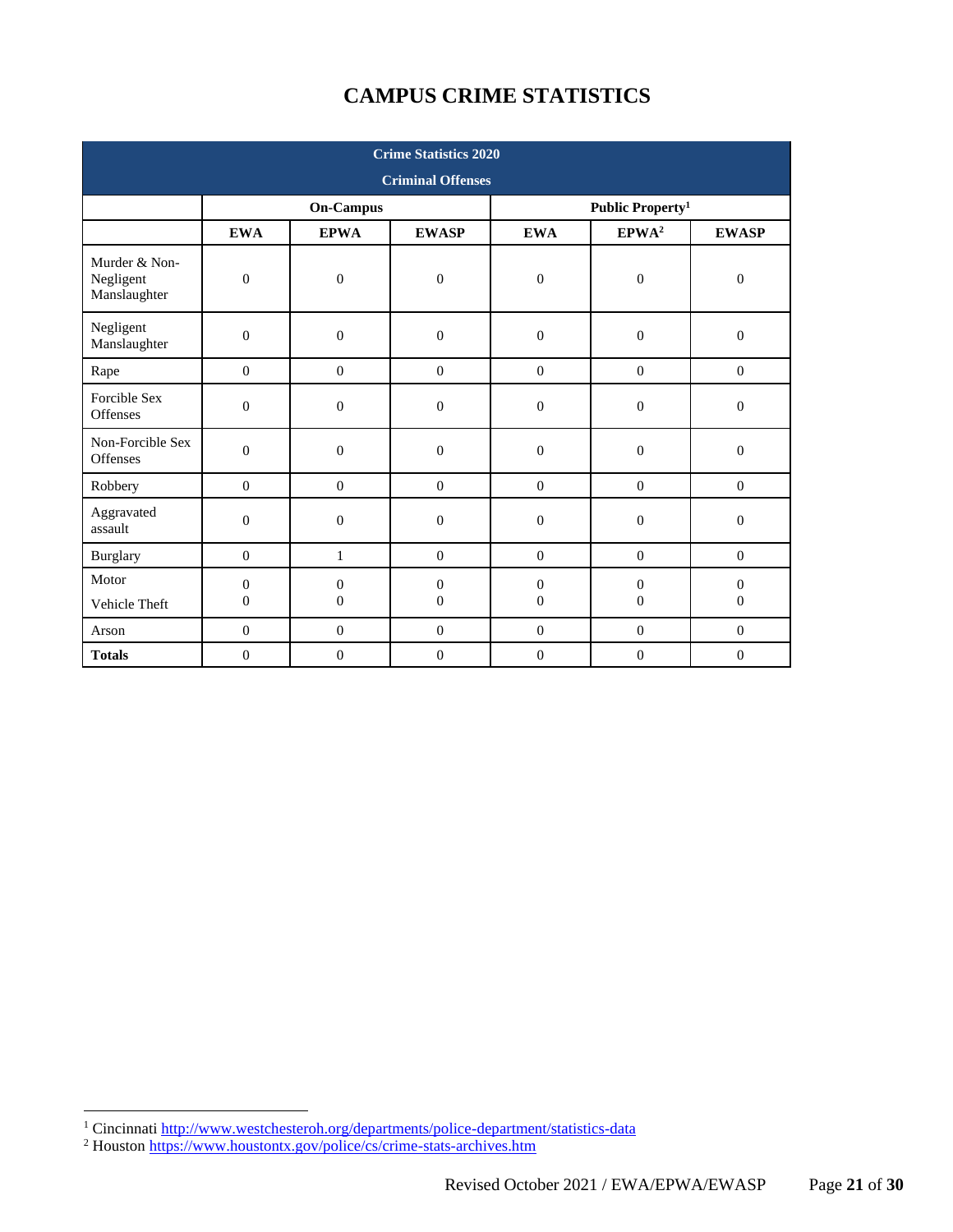# CAMPUS CRIME STATISTICS

| Crime Statistics 2020 Criminal Offenses | | | | | | |
|---|---|---|---|---|---|---|
| | On-Campus | | | Public Property[1] | | |
| | EWA | EPWA | EWASP | EWA | EPWA[2] | EWASP |
| Murder & Non-Negligent Manslaughter | 0 | 0 | 0 | 0 | 0 | 0 |
| Negligent Manslaughter | 0 | 0 | 0 | 0 | 0 | 0 |
| Rape | 0 | 0 | 0 | 0 | 0 | 0 |
| Forcible Sex Offenses | 0 | 0 | 0 | 0 | 0 | 0 |
| Non-Forcible Sex Offenses | 0 | 0 | 0 | 0 | 0 | 0 |
| Robbery | 0 | 0 | 0 | 0 | 0 | 0 |
| Aggravated assault | 0 | 0 | 0 | 0 | 0 | 0 |
| Burglary | 0 | 1 | 0 | 0 | 0 | 0 |
| Motor Vehicle Theft | 0 0 | 0 0 | 0 0 | 0 0 | 0 0 | 0 0 |
| Arson | 0 | 0 | 0 | 0 | 0 | 0 |
| **Totals** | 0 | 0 | 0 | 0 | 0 | 0 |

[1] Cincinnati http://www.westchesteroh.org/departments/police-department/statistics-data

[2] Houston https://www.houstontx.gov/police/cs/crime-stats-archives.htm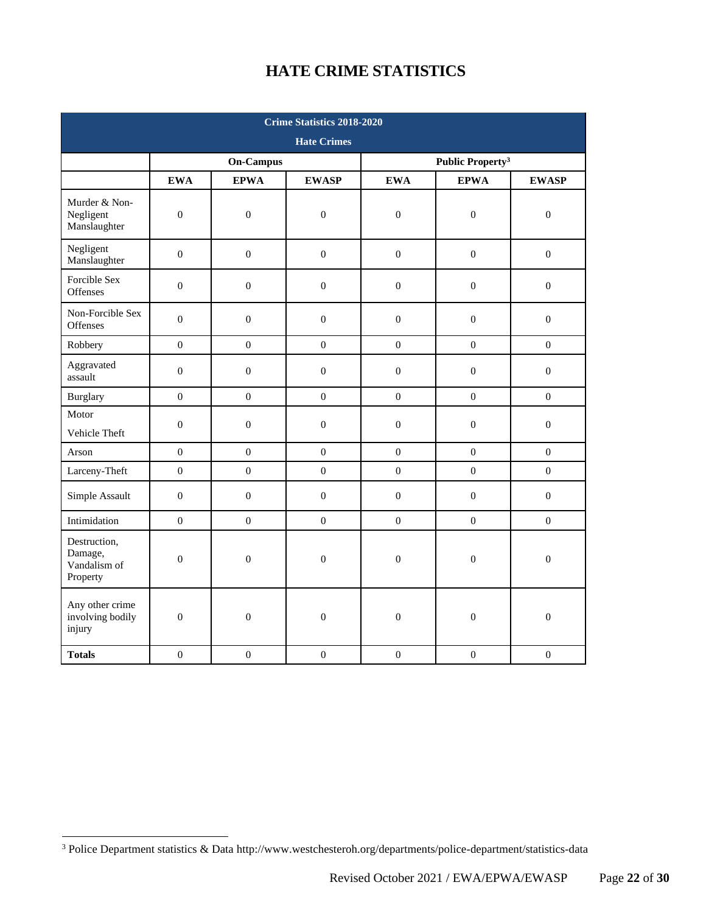# HATE CRIME STATISTICS

| Crime Statistics 2018-2020 Hate Crimes | | | | | | |
|---|---|---|---|---|---|---|
| | On-Campus | | | Public Property[3] | | |
| | **EWA** | **EPWA** | **EWASP** | **EWA** | **EPWA** | **EWASP** |
| Murder & Non-Negligent Manslaughter | 0 | 0 | 0 | 0 | 0 | 0 |
| Negligent Manslaughter | 0 | 0 | 0 | 0 | 0 | 0 |
| Forcible Sex Offenses | 0 | 0 | 0 | 0 | 0 | 0 |
| Non-Forcible Sex Offenses | 0 | 0 | 0 | 0 | 0 | 0 |
| Robbery | 0 | 0 | 0 | 0 | 0 | 0 |
| Aggravated assault | 0 | 0 | 0 | 0 | 0 | 0 |
| Burglary | 0 | 0 | 0 | 0 | 0 | 0 |
| Motor Vehicle Theft | 0 | 0 | 0 | 0 | 0 | 0 |
| Arson | 0 | 0 | 0 | 0 | 0 | 0 |
| Larceny-Theft | 0 | 0 | 0 | 0 | 0 | 0 |
| Simple Assault | 0 | 0 | 0 | 0 | 0 | 0 |
| Intimidation | 0 | 0 | 0 | 0 | 0 | 0 |
| Destruction, Damage, Vandalism of Property | 0 | 0 | 0 | 0 | 0 | 0 |
| Any other crime involving bodily injury | 0 | 0 | 0 | 0 | 0 | 0 |
| **Totals** | 0 | 0 | 0 | 0 | 0 | 0 |

[3] Police Department statistics & Data http://www.westchesteroh.org/departments/police-department/statistics-data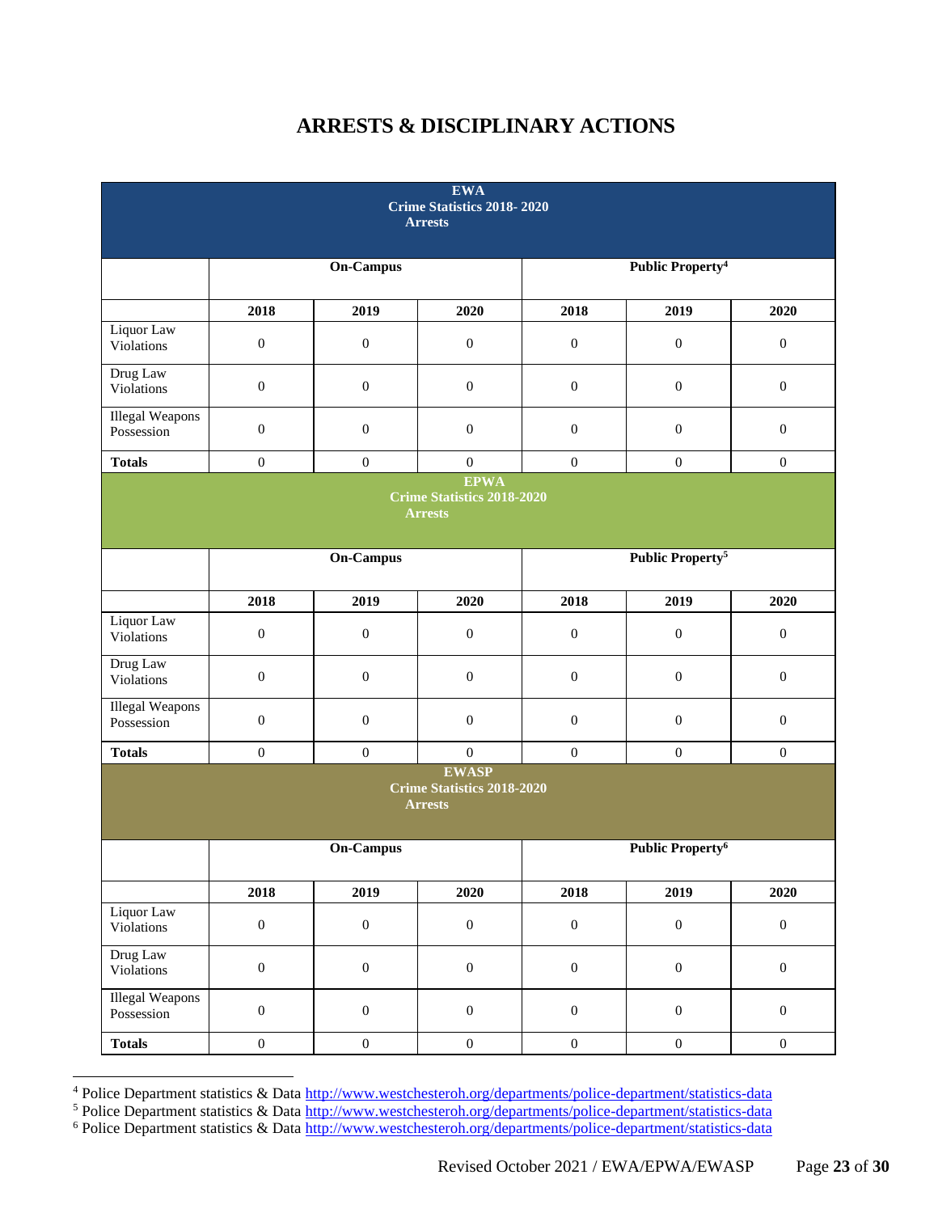# ARRESTS & DISCIPLINARY ACTIONS

| EWA Crime Statistics 2018- 2020 Arrests | | | | | | |
|---|---|---|---|---|---|---|
| | On-Campus | | | Public Property[4] | | |
| | 2018 | 2019 | 2020 | 2018 | 2019 | 2020 |
| Liquor Law Violations | 0 | 0 | 0 | 0 | 0 | 0 |
| Drug Law Violations | 0 | 0 | 0 | 0 | 0 | 0 |
| Illegal Weapons Possession | 0 | 0 | 0 | 0 | 0 | 0 |
| **Totals** | 0 | 0 | 0 | 0 | 0 | 0 |

| EPWA Crime Statistics 2018-2020 Arrests | | | | | | |
|---|---|---|---|---|---|---|
| | On-Campus | | | Public Property[5] | | |
| | 2018 | 2019 | 2020 | 2018 | 2019 | 2020 |
| Liquor Law Violations | 0 | 0 | 0 | 0 | 0 | 0 |
| Drug Law Violations | 0 | 0 | 0 | 0 | 0 | 0 |
| Illegal Weapons Possession | 0 | 0 | 0 | 0 | 0 | 0 |
| **Totals** | 0 | 0 | 0 | 0 | 0 | 0 |

| EWASP Crime Statistics 2018-2020 Arrests | | | | | | |
|---|---|---|---|---|---|---|
| | On-Campus | | | Public Property[6] | | |
| | 2018 | 2019 | 2020 | 2018 | 2019 | 2020 |
| Liquor Law Violations | 0 | 0 | 0 | 0 | 0 | 0 |
| Drug Law Violations | 0 | 0 | 0 | 0 | 0 | 0 |
| Illegal Weapons Possession | 0 | 0 | 0 | 0 | 0 | 0 |
| **Totals** | 0 | 0 | 0 | 0 | 0 | 0 |

---

[4] Police Department statistics & Data http://www.westchesteroh.org/departments/police-department/statistics-data
[5] Police Department statistics & Data http://www.westchesteroh.org/departments/police-department/statistics-data
[6] Police Department statistics & Data http://www.westchesteroh.org/departments/police-department/statistics-data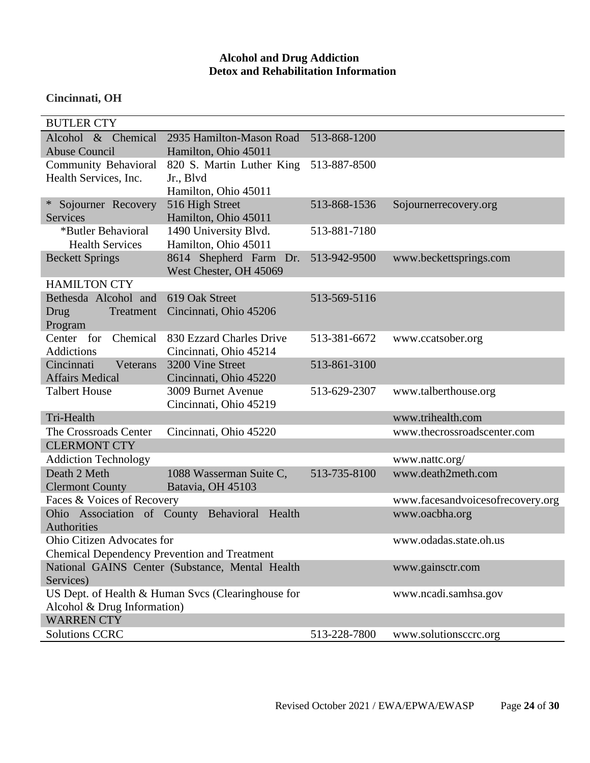## Alcohol and Drug Addiction
## Detox and Rehabilitation Information

**Cincinnati, OH**

| BUTLER CTY | | | |
|---|---|---|---|
| Alcohol & Chemical Abuse Council | 2935 Hamilton-Mason Road Hamilton, Ohio 45011 | 513-868-1200 | |
| Community Behavioral Health Services, Inc. | 820 S. Martin Luther King Jr., Blvd Hamilton, Ohio 45011 | 513-887-8500 | |
| * Sojourner Recovery Services | 516 High Street Hamilton, Ohio 45011 | 513-868-1536 | Sojournerrecovery.org |
| *Butler Behavioral Health Services | 1490 University Blvd. Hamilton, Ohio 45011 | 513-881-7180 | |
| Beckett Springs | 8614 Shepherd Farm Dr. West Chester, OH 45069 | 513-942-9500 | www.beckettsprings.com |
| HAMILTON CTY | | | |
| Bethesda Alcohol and Drug Treatment Program | 619 Oak Street Cincinnati, Ohio 45206 | 513-569-5116 | |
| Center for Chemical Addictions | 830 Ezzard Charles Drive Cincinnati, Ohio 45214 | 513-381-6672 | www.ccatsober.org |
| Cincinnati Veterans Affairs Medical | 3200 Vine Street Cincinnati, Ohio 45220 | 513-861-3100 | |
| Talbert House | 3009 Burnet Avenue Cincinnati, Ohio 45219 | 513-629-2307 | www.talberthouse.org |
| Tri-Health | | | www.trihealth.com |
| The Crossroads Center | Cincinnati, Ohio 45220 | | www.thecrossroadscenter.com |
| CLERMONT CTY | | | |
| Addiction Technology | | | www.nattc.org/ |
| Death 2 Meth Clermont County | 1088 Wasserman Suite C, Batavia, OH 45103 | 513-735-8100 | www.death2meth.com |
| Faces & Voices of Recovery | | | www.facesandvoicesofrecovery.org |
| Ohio Association of County Behavioral Health Authorities | | | www.oacbha.org |
| Ohio Citizen Advocates for Chemical Dependency Prevention and Treatment | | | www.odadas.state.oh.us |
| National GAINS Center (Substance, Mental Health Services) | | | www.gainsctr.com |
| US Dept. of Health & Human Svcs (Clearinghouse for Alcohol & Drug Information) | | | www.ncadi.samhsa.gov |
| WARREN CTY | | | |
| Solutions CCRC | | 513-228-7800 | www.solutionsccrc.org |

Revised October 2021 / EWA/EPWA/EWASP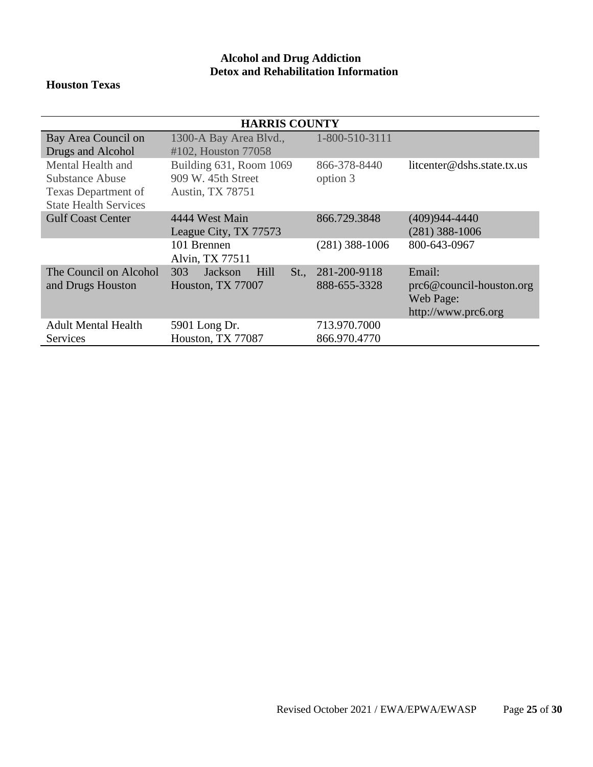**Alcohol and Drug Addiction**
**Detox and Rehabilitation Information**

**Houston Texas**

| **HARRIS COUNTY** | | | |
|---|---|---|---|
| Bay Area Council on Drugs and Alcohol | 1300-A Bay Area Blvd., #102, Houston 77058 | 1-800-510-3111 | |
| Mental Health and Substance Abuse Texas Department of State Health Services | Building 631, Room 1069 909 W. 45th Street Austin, TX 78751 | 866-378-8440 option 3 | litcenter@dshs.state.tx.us |
| Gulf Coast Center | 4444 West Main League City, TX 77573 | 866.729.3848 | (409)944-4440 (281) 388-1006 |
| | 101 Brennen Alvin, TX 77511 | (281) 388-1006 | 800-643-0967 |
| The Council on Alcohol and Drugs Houston | 303 Jackson Hill St., Houston, TX 77007 | 281-200-9118 888-655-3328 | Email: prc6@council-houston.org Web Page: http://www.prc6.org |
| Adult Mental Health Services | 5901 Long Dr. Houston, TX 77087 | 713.970.7000 866.970.4770 | |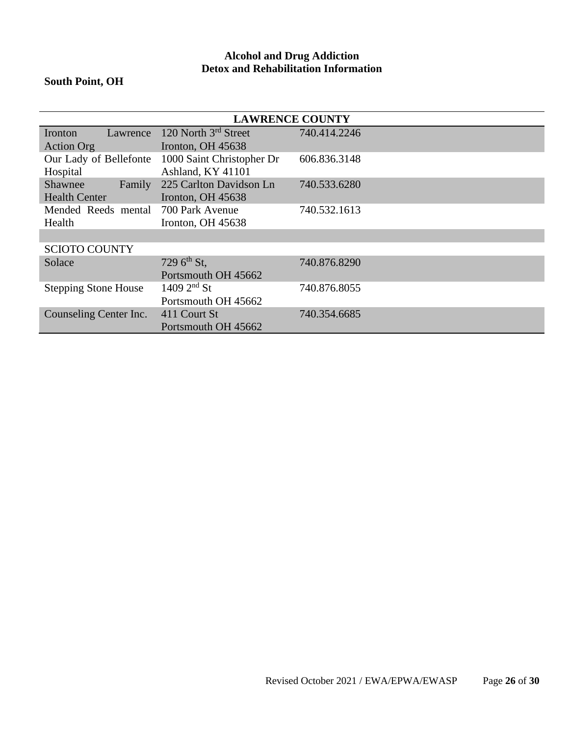**Alcohol and Drug Addiction**
**Detox and Rehabilitation Information**

**South Point, OH**

| LAWRENCE COUNTY | | |
|---|---|---|
| Ironton Lawrence Action Org | 120 North 3rd Street<br>Ironton, OH 45638 | 740.414.2246 |
| Our Lady of Bellefonte Hospital | 1000 Saint Christopher Dr<br>Ashland, KY 41101 | 606.836.3148 |
| Shawnee Family Health Center | 225 Carlton Davidson Ln<br>Ironton, OH 45638 | 740.533.6280 |
| Mended Reeds mental Health | 700 Park Avenue<br>Ironton, OH 45638 | 740.532.1613 |
| | | |
| SCIOTO COUNTY | | |
| Solace | 729 6th St,<br>Portsmouth OH 45662 | 740.876.8290 |
| Stepping Stone House | 1409 2nd St<br>Portsmouth OH 45662 | 740.876.8055 |
| Counseling Center Inc. | 411 Court St<br>Portsmouth OH 45662 | 740.354.6685 |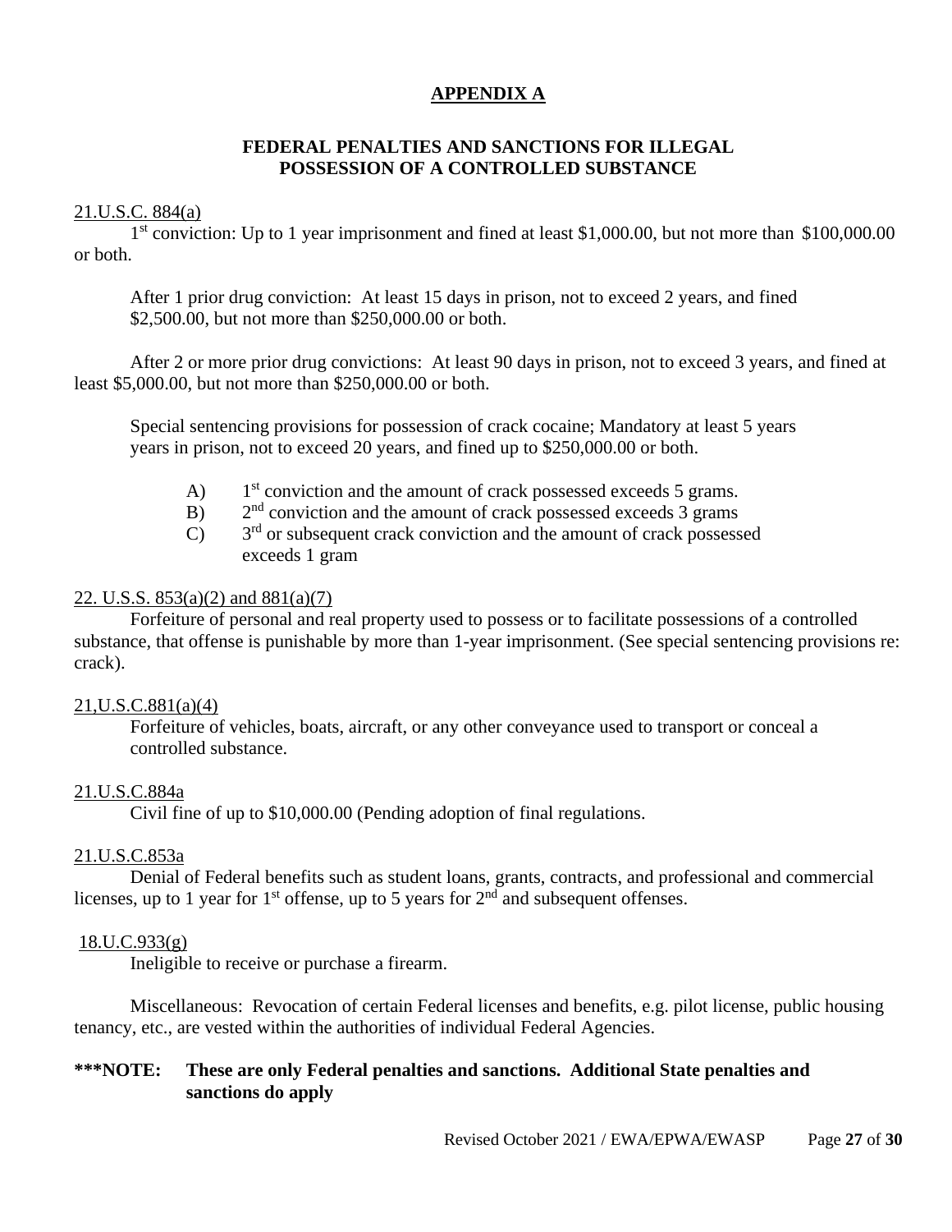# APPENDIX A

## FEDERAL PENALTIES AND SANCTIONS FOR ILLEGAL POSSESSION OF A CONTROLLED SUBSTANCE

21.U.S.C. 884(a)

1st conviction: Up to 1 year imprisonment and fined at least $1,000.00, but not more than $100,000.00 or both.

After 1 prior drug conviction: At least 15 days in prison, not to exceed 2 years, and fined $2,500.00, but not more than $250,000.00 or both.

After 2 or more prior drug convictions: At least 90 days in prison, not to exceed 3 years, and fined at least $5,000.00, but not more than $250,000.00 or both.

Special sentencing provisions for possession of crack cocaine; Mandatory at least 5 years years in prison, not to exceed 20 years, and fined up to $250,000.00 or both.

A) 1st conviction and the amount of crack possessed exceeds 5 grams.
B) 2nd conviction and the amount of crack possessed exceeds 3 grams
C) 3rd or subsequent crack conviction and the amount of crack possessed exceeds 1 gram

22. U.S.S. 853(a)(2) and 881(a)(7)

Forfeiture of personal and real property used to possess or to facilitate possessions of a controlled substance, that offense is punishable by more than 1-year imprisonment. (See special sentencing provisions re: crack).

21,U.S.C.881(a)(4)

Forfeiture of vehicles, boats, aircraft, or any other conveyance used to transport or conceal a controlled substance.

21.U.S.C.884a

Civil fine of up to $10,000.00 (Pending adoption of final regulations.

21.U.S.C.853a

Denial of Federal benefits such as student loans, grants, contracts, and professional and commercial licenses, up to 1 year for 1st offense, up to 5 years for 2nd and subsequent offenses.

18.U.C.933(g)

Ineligible to receive or purchase a firearm.

Miscellaneous: Revocation of certain Federal licenses and benefits, e.g. pilot license, public housing tenancy, etc., are vested within the authorities of individual Federal Agencies.

**\*\*\*NOTE: These are only Federal penalties and sanctions. Additional State penalties and sanctions do apply**

Revised October 2021 / EWA/EPWA/EWASP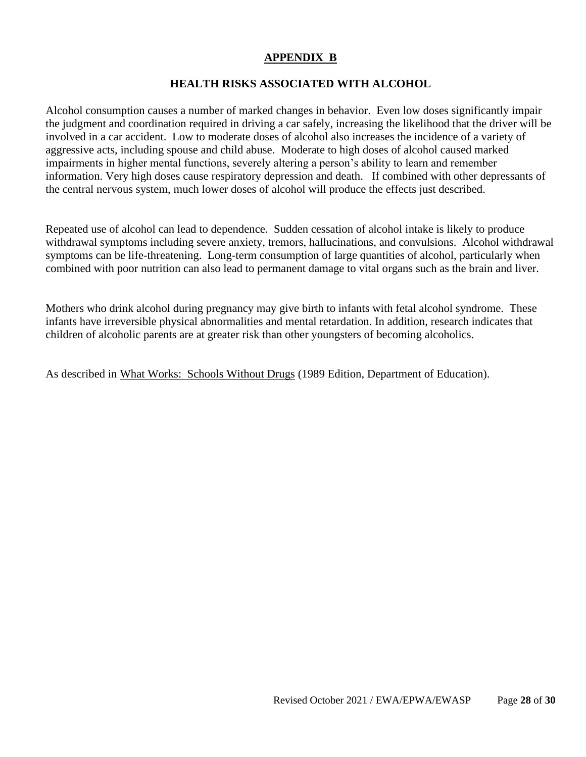## APPENDIX B

### HEALTH RISKS ASSOCIATED WITH ALCOHOL

Alcohol consumption causes a number of marked changes in behavior. Even low doses significantly impair the judgment and coordination required in driving a car safely, increasing the likelihood that the driver will be involved in a car accident. Low to moderate doses of alcohol also increases the incidence of a variety of aggressive acts, including spouse and child abuse. Moderate to high doses of alcohol caused marked impairments in higher mental functions, severely altering a person's ability to learn and remember information. Very high doses cause respiratory depression and death. If combined with other depressants of the central nervous system, much lower doses of alcohol will produce the effects just described.

Repeated use of alcohol can lead to dependence. Sudden cessation of alcohol intake is likely to produce withdrawal symptoms including severe anxiety, tremors, hallucinations, and convulsions. Alcohol withdrawal symptoms can be life-threatening. Long-term consumption of large quantities of alcohol, particularly when combined with poor nutrition can also lead to permanent damage to vital organs such as the brain and liver.

Mothers who drink alcohol during pregnancy may give birth to infants with fetal alcohol syndrome. These infants have irreversible physical abnormalities and mental retardation. In addition, research indicates that children of alcoholic parents are at greater risk than other youngsters of becoming alcoholics.

As described in What Works: Schools Without Drugs (1989 Edition, Department of Education).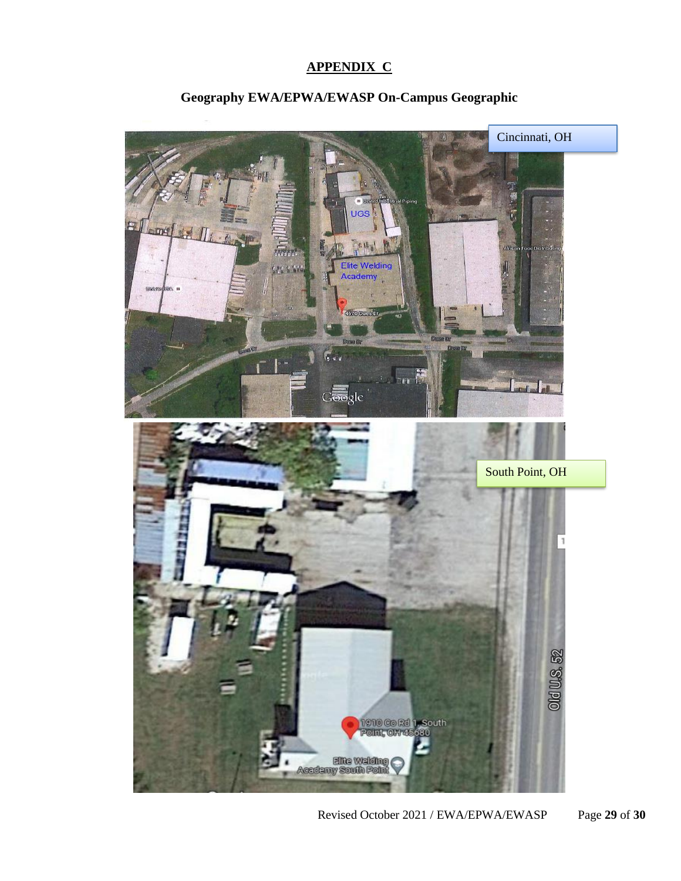## APPENDIX C

### Geography EWA/EPWA/EWASP On-Campus Geographic

Cincinnati, OH

South Point, OH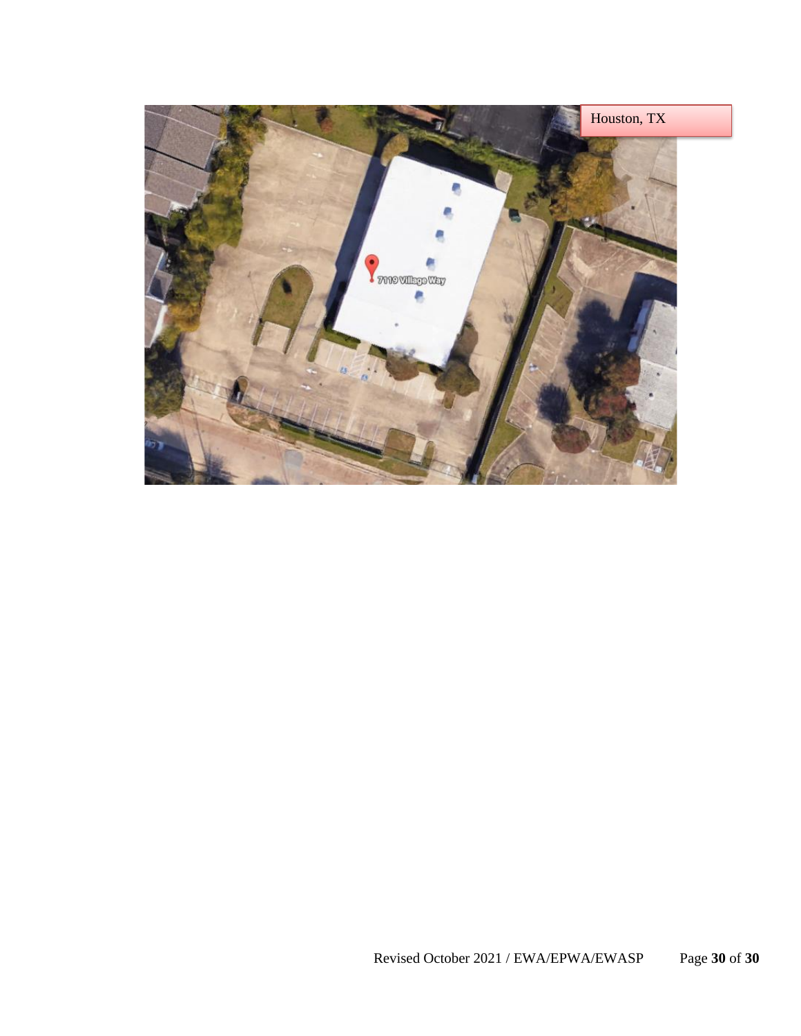Houston, TX